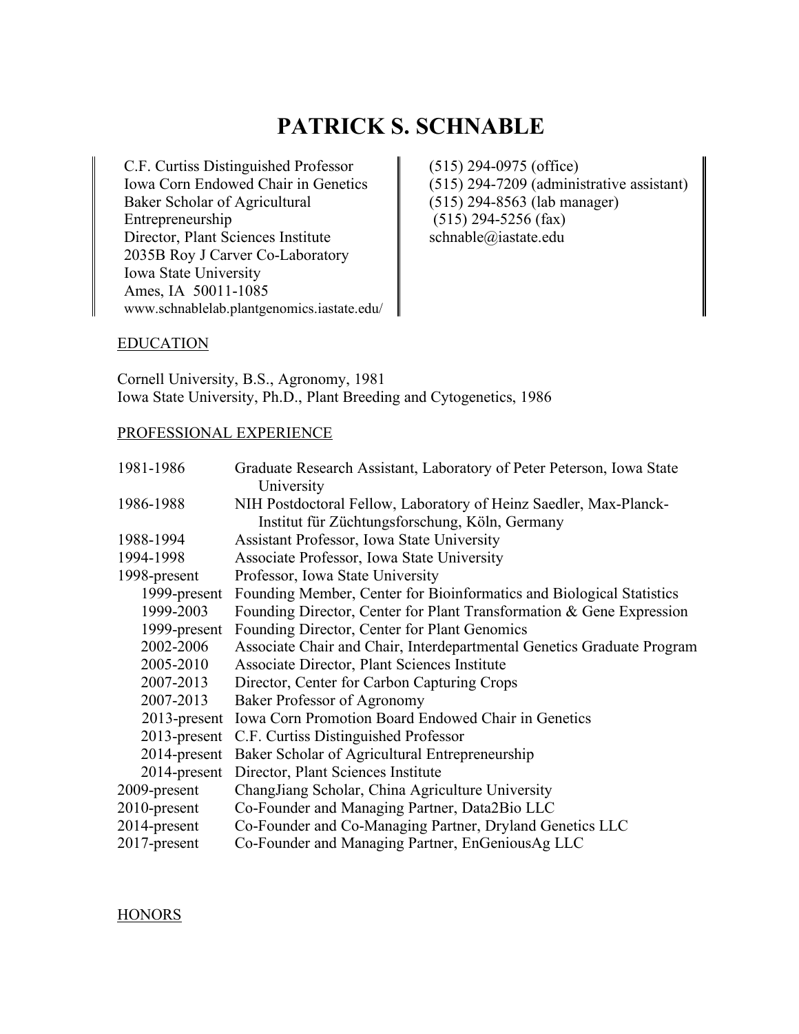# PATRICK S. SCHNABLE

C.F. Curtiss Distinguished Professor
Iowa Corn Endowed Chair in Genetics
Baker Scholar of Agricultural Entrepreneurship
Director, Plant Sciences Institute
2035B Roy J Carver Co-Laboratory
Iowa State University
Ames, IA 50011-1085
www.schnablelab.plantgenomics.iastate.edu/

(515) 294-0975 (office)
(515) 294-7209 (administrative assistant)
(515) 294-8563 (lab manager)
(515) 294-5256 (fax)
schnable@iastate.edu

## EDUCATION

Cornell University, B.S., Agronomy, 1981
Iowa State University, Ph.D., Plant Breeding and Cytogenetics, 1986

## PROFESSIONAL EXPERIENCE

| | |
|---|---|
| 1981-1986 | Graduate Research Assistant, Laboratory of Peter Peterson, Iowa State University |
| 1986-1988 | NIH Postdoctoral Fellow, Laboratory of Heinz Saedler, Max-Planck-Institut für Züchtungsforschung, Köln, Germany |
| 1988-1994 | Assistant Professor, Iowa State University |
| 1994-1998 | Associate Professor, Iowa State University |
| 1998-present | Professor, Iowa State University |
| 1999-present | Founding Member, Center for Bioinformatics and Biological Statistics |
| 1999-2003 | Founding Director, Center for Plant Transformation & Gene Expression |
| 1999-present | Founding Director, Center for Plant Genomics |
| 2002-2006 | Associate Chair and Chair, Interdepartmental Genetics Graduate Program |
| 2005-2010 | Associate Director, Plant Sciences Institute |
| 2007-2013 | Director, Center for Carbon Capturing Crops |
| 2007-2013 | Baker Professor of Agronomy |
| 2013-present | Iowa Corn Promotion Board Endowed Chair in Genetics |
| 2013-present | C.F. Curtiss Distinguished Professor |
| 2014-present | Baker Scholar of Agricultural Entrepreneurship |
| 2014-present | Director, Plant Sciences Institute |
| 2009-present | ChangJiang Scholar, China Agriculture University |
| 2010-present | Co-Founder and Managing Partner, Data2Bio LLC |
| 2014-present | Co-Founder and Co-Managing Partner, Dryland Genetics LLC |
| 2017-present | Co-Founder and Managing Partner, EnGeniousAg LLC |

## HONORS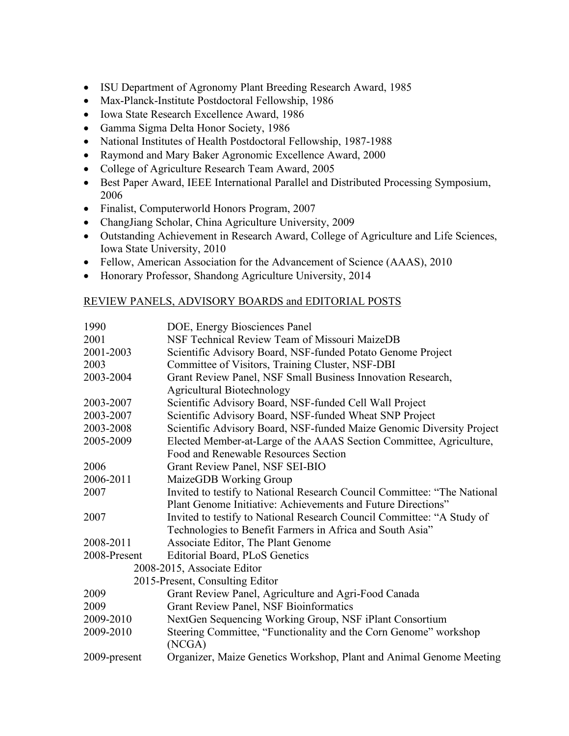- ISU Department of Agronomy Plant Breeding Research Award, 1985
- Max-Planck-Institute Postdoctoral Fellowship, 1986
- Iowa State Research Excellence Award, 1986
- Gamma Sigma Delta Honor Society, 1986
- National Institutes of Health Postdoctoral Fellowship, 1987-1988
- Raymond and Mary Baker Agronomic Excellence Award, 2000
- College of Agriculture Research Team Award, 2005
- Best Paper Award, IEEE International Parallel and Distributed Processing Symposium, 2006
- Finalist, Computerworld Honors Program, 2007
- ChangJiang Scholar, China Agriculture University, 2009
- Outstanding Achievement in Research Award, College of Agriculture and Life Sciences, Iowa State University, 2010
- Fellow, American Association for the Advancement of Science (AAAS), 2010
- Honorary Professor, Shandong Agriculture University, 2014

## REVIEW PANELS, ADVISORY BOARDS and EDITORIAL POSTS

| | |
|---|---|
| 1990 | DOE, Energy Biosciences Panel |
| 2001 | NSF Technical Review Team of Missouri MaizeDB |
| 2001-2003 | Scientific Advisory Board, NSF-funded Potato Genome Project |
| 2003 | Committee of Visitors, Training Cluster, NSF-DBI |
| 2003-2004 | Grant Review Panel, NSF Small Business Innovation Research, Agricultural Biotechnology |
| 2003-2007 | Scientific Advisory Board, NSF-funded Cell Wall Project |
| 2003-2007 | Scientific Advisory Board, NSF-funded Wheat SNP Project |
| 2003-2008 | Scientific Advisory Board, NSF-funded Maize Genomic Diversity Project |
| 2005-2009 | Elected Member-at-Large of the AAAS Section Committee, Agriculture, Food and Renewable Resources Section |
| 2006 | Grant Review Panel, NSF SEI-BIO |
| 2006-2011 | MaizeGDB Working Group |
| 2007 | Invited to testify to National Research Council Committee: "The National Plant Genome Initiative: Achievements and Future Directions" |
| 2007 | Invited to testify to National Research Council Committee: "A Study of Technologies to Benefit Farmers in Africa and South Asia" |
| 2008-2011 | Associate Editor, The Plant Genome |
| 2008-Present | Editorial Board, PLoS Genetics<br>2008-2015, Associate Editor<br>2015-Present, Consulting Editor |
| 2009 | Grant Review Panel, Agriculture and Agri-Food Canada |
| 2009 | Grant Review Panel, NSF Bioinformatics |
| 2009-2010 | NextGen Sequencing Working Group, NSF iPlant Consortium |
| 2009-2010 | Steering Committee, "Functionality and the Corn Genome" workshop (NCGA) |
| 2009-present | Organizer, Maize Genetics Workshop, Plant and Animal Genome Meeting |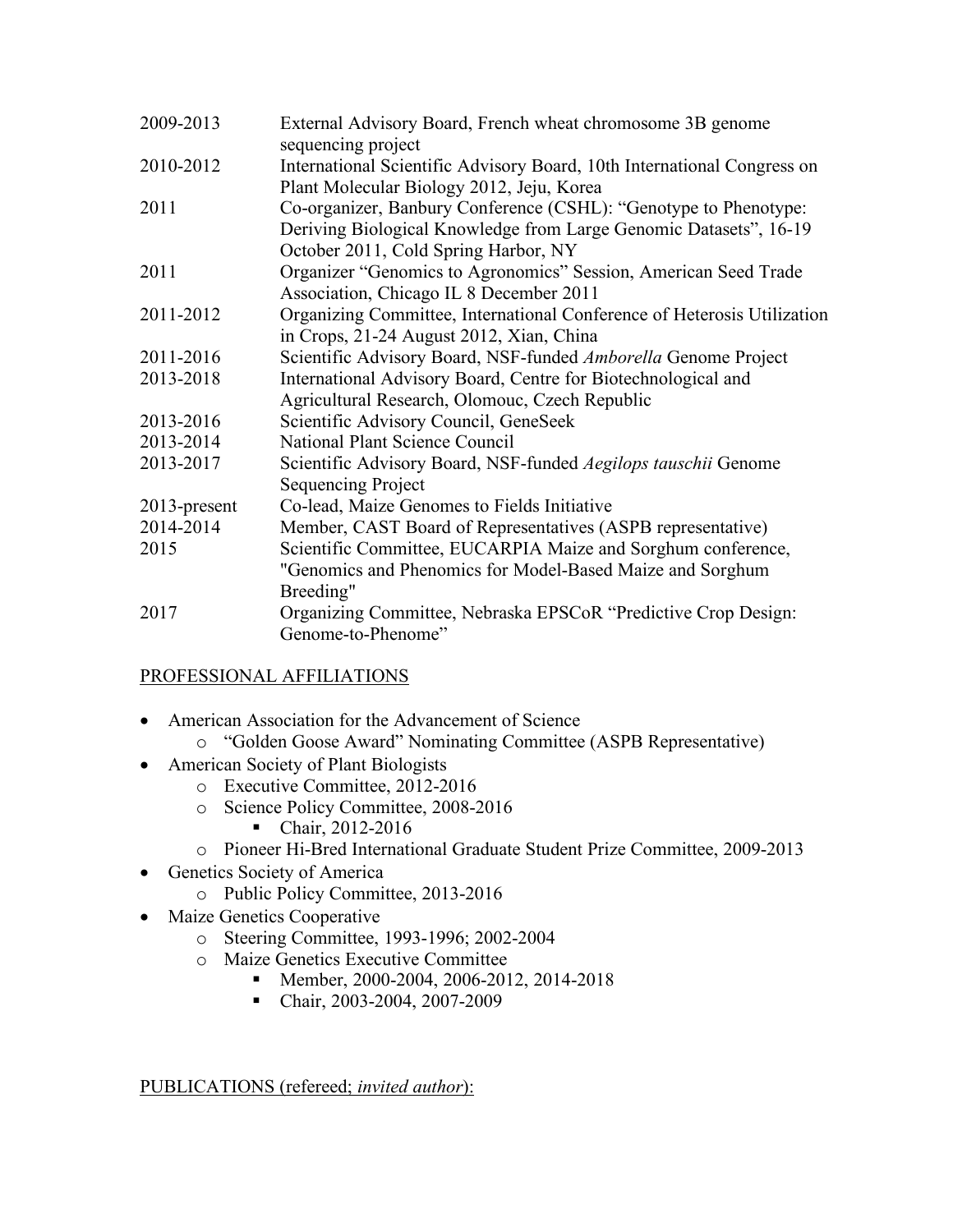| | |
|---|---|
| 2009-2013 | External Advisory Board, French wheat chromosome 3B genome sequencing project |
| 2010-2012 | International Scientific Advisory Board, 10th International Congress on Plant Molecular Biology 2012, Jeju, Korea |
| 2011 | Co-organizer, Banbury Conference (CSHL): "Genotype to Phenotype: Deriving Biological Knowledge from Large Genomic Datasets", 16-19 October 2011, Cold Spring Harbor, NY |
| 2011 | Organizer "Genomics to Agronomics" Session, American Seed Trade Association, Chicago IL 8 December 2011 |
| 2011-2012 | Organizing Committee, International Conference of Heterosis Utilization in Crops, 21-24 August 2012, Xian, China |
| 2011-2016 | Scientific Advisory Board, NSF-funded *Amborella* Genome Project |
| 2013-2018 | International Advisory Board, Centre for Biotechnological and Agricultural Research, Olomouc, Czech Republic |
| 2013-2016 | Scientific Advisory Council, GeneSeek |
| 2013-2014 | National Plant Science Council |
| 2013-2017 | Scientific Advisory Board, NSF-funded *Aegilops tauschii* Genome Sequencing Project |
| 2013-present | Co-lead, Maize Genomes to Fields Initiative |
| 2014-2014 | Member, CAST Board of Representatives (ASPB representative) |
| 2015 | Scientific Committee, EUCARPIA Maize and Sorghum conference, "Genomics and Phenomics for Model-Based Maize and Sorghum Breeding" |
| 2017 | Organizing Committee, Nebraska EPSCoR "Predictive Crop Design: Genome-to-Phenome" |

## PROFESSIONAL AFFILIATIONS

- American Association for the Advancement of Science
  - "Golden Goose Award" Nominating Committee (ASPB Representative)
- American Society of Plant Biologists
  - Executive Committee, 2012-2016
  - Science Policy Committee, 2008-2016
    - Chair, 2012-2016
  - Pioneer Hi-Bred International Graduate Student Prize Committee, 2009-2013
- Genetics Society of America
  - Public Policy Committee, 2013-2016
- Maize Genetics Cooperative
  - Steering Committee, 1993-1996; 2002-2004
  - Maize Genetics Executive Committee
    - Member, 2000-2004, 2006-2012, 2014-2018
    - Chair, 2003-2004, 2007-2009

## PUBLICATIONS (refereed; *invited author*):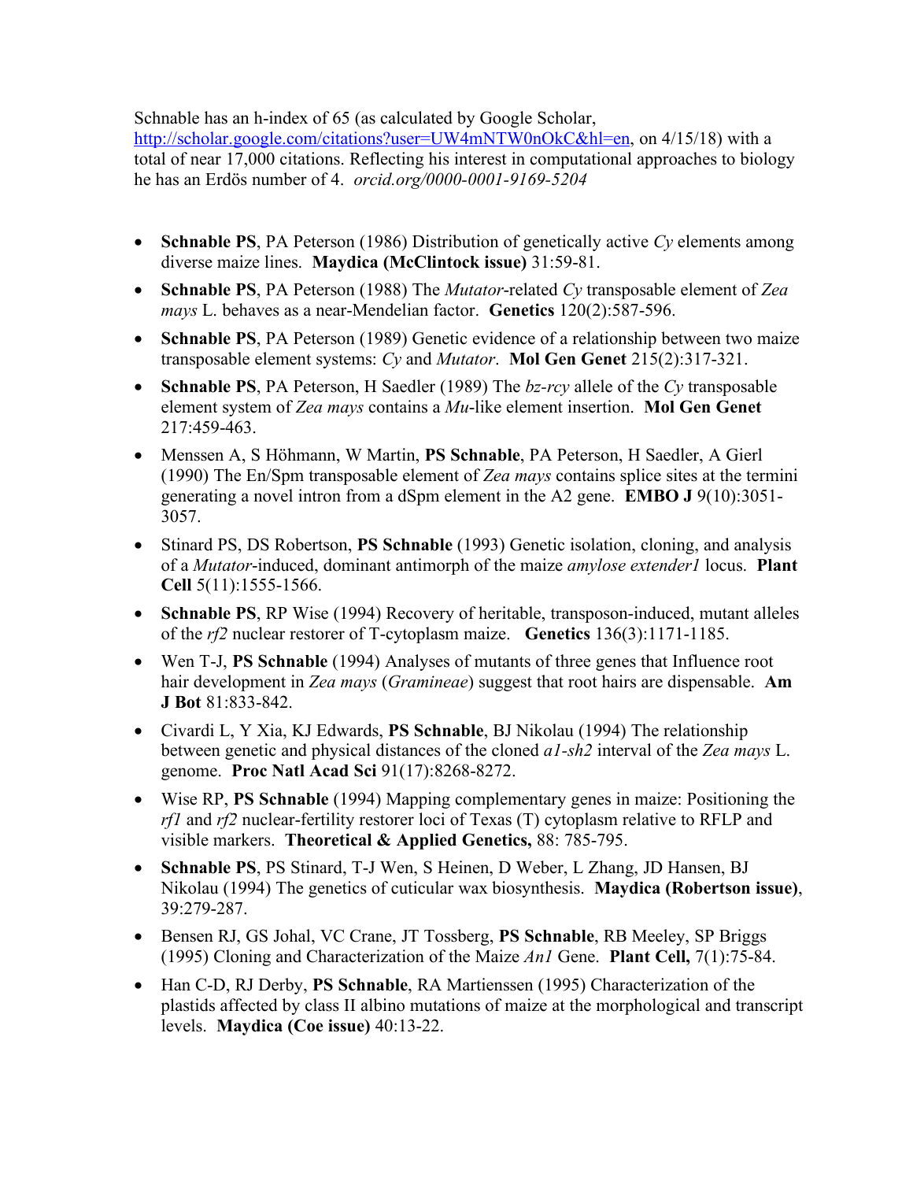Schnable has an h-index of 65 (as calculated by Google Scholar, http://scholar.google.com/citations?user=UW4mNTW0nOkC&hl=en, on 4/15/18) with a total of near 17,000 citations. Reflecting his interest in computational approaches to biology he has an Erdös number of 4. *orcid.org/0000-0001-9169-5204*

- **Schnable PS**, PA Peterson (1986) Distribution of genetically active *Cy* elements among diverse maize lines. **Maydica (McClintock issue)** 31:59-81.
- **Schnable PS**, PA Peterson (1988) The *Mutator*-related *Cy* transposable element of *Zea mays* L. behaves as a near-Mendelian factor. **Genetics** 120(2):587-596.
- **Schnable PS**, PA Peterson (1989) Genetic evidence of a relationship between two maize transposable element systems: *Cy* and *Mutator*. **Mol Gen Genet** 215(2):317-321.
- **Schnable PS**, PA Peterson, H Saedler (1989) The *bz-rcy* allele of the *Cy* transposable element system of *Zea mays* contains a *Mu*-like element insertion. **Mol Gen Genet** 217:459-463.
- Menssen A, S Höhmann, W Martin, **PS Schnable**, PA Peterson, H Saedler, A Gierl (1990) The En/Spm transposable element of *Zea mays* contains splice sites at the termini generating a novel intron from a dSpm element in the A2 gene. **EMBO J** 9(10):3051-3057.
- Stinard PS, DS Robertson, **PS Schnable** (1993) Genetic isolation, cloning, and analysis of a *Mutator*-induced, dominant antimorph of the maize *amylose extender1* locus. **Plant Cell** 5(11):1555-1566.
- **Schnable PS**, RP Wise (1994) Recovery of heritable, transposon-induced, mutant alleles of the *rf2* nuclear restorer of T-cytoplasm maize. **Genetics** 136(3):1171-1185.
- Wen T-J, **PS Schnable** (1994) Analyses of mutants of three genes that Influence root hair development in *Zea mays* (*Gramineae*) suggest that root hairs are dispensable. **Am J Bot** 81:833-842.
- Civardi L, Y Xia, KJ Edwards, **PS Schnable**, BJ Nikolau (1994) The relationship between genetic and physical distances of the cloned *a1-sh2* interval of the *Zea mays* L. genome. **Proc Natl Acad Sci** 91(17):8268-8272.
- Wise RP, **PS Schnable** (1994) Mapping complementary genes in maize: Positioning the *rf1* and *rf2* nuclear-fertility restorer loci of Texas (T) cytoplasm relative to RFLP and visible markers. **Theoretical & Applied Genetics,** 88: 785-795.
- **Schnable PS**, PS Stinard, T-J Wen, S Heinen, D Weber, L Zhang, JD Hansen, BJ Nikolau (1994) The genetics of cuticular wax biosynthesis. **Maydica (Robertson issue)**, 39:279-287.
- Bensen RJ, GS Johal, VC Crane, JT Tossberg, **PS Schnable**, RB Meeley, SP Briggs (1995) Cloning and Characterization of the Maize *An1* Gene. **Plant Cell,** 7(1):75-84.
- Han C-D, RJ Derby, **PS Schnable**, RA Martienssen (1995) Characterization of the plastids affected by class II albino mutations of maize at the morphological and transcript levels. **Maydica (Coe issue)** 40:13-22.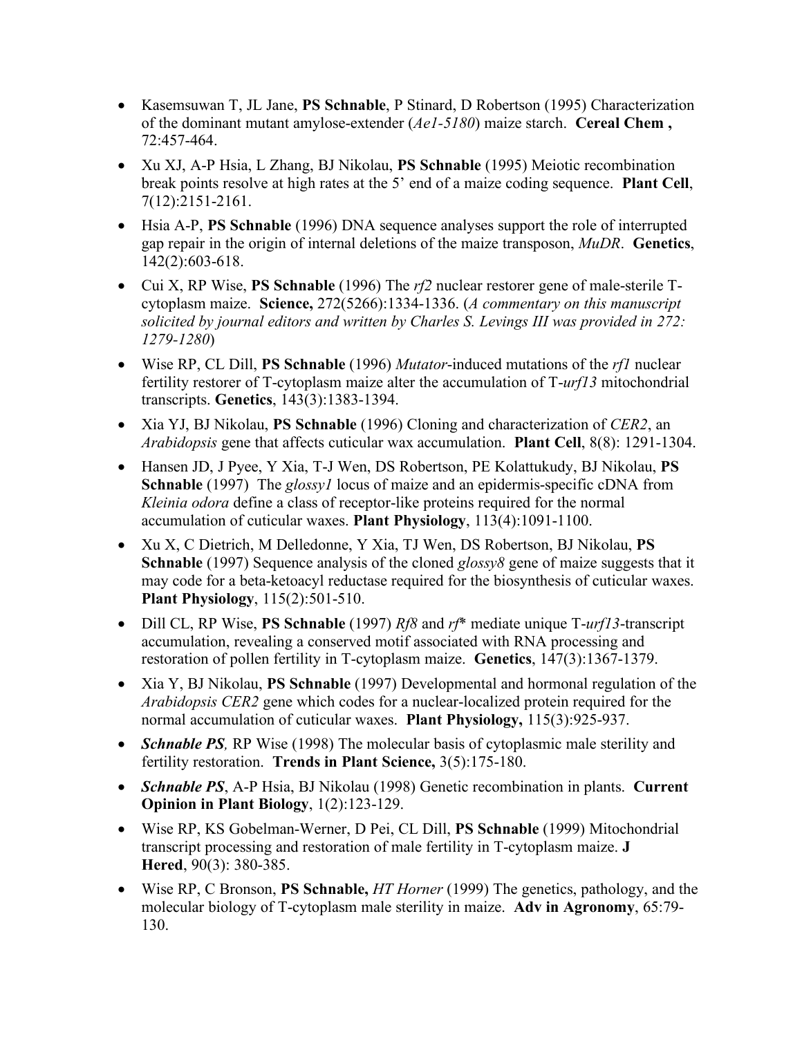- Kasemsuwan T, JL Jane, **PS Schnable**, P Stinard, D Robertson (1995) Characterization of the dominant mutant amylose-extender (*Ae1-5180*) maize starch. **Cereal Chem ,** 72:457-464.
- Xu XJ, A-P Hsia, L Zhang, BJ Nikolau, **PS Schnable** (1995) Meiotic recombination break points resolve at high rates at the 5' end of a maize coding sequence. **Plant Cell**, 7(12):2151-2161.
- Hsia A-P, **PS Schnable** (1996) DNA sequence analyses support the role of interrupted gap repair in the origin of internal deletions of the maize transposon, *MuDR*. **Genetics**, 142(2):603-618.
- Cui X, RP Wise, **PS Schnable** (1996) The *rf2* nuclear restorer gene of male-sterile T-cytoplasm maize. **Science,** 272(5266):1334-1336. (*A commentary on this manuscript solicited by journal editors and written by Charles S. Levings III was provided in 272: 1279-1280*)
- Wise RP, CL Dill, **PS Schnable** (1996) *Mutator*-induced mutations of the *rf1* nuclear fertility restorer of T-cytoplasm maize alter the accumulation of T-*urf13* mitochondrial transcripts. **Genetics**, 143(3):1383-1394.
- Xia YJ, BJ Nikolau, **PS Schnable** (1996) Cloning and characterization of *CER2*, an *Arabidopsis* gene that affects cuticular wax accumulation. **Plant Cell**, 8(8): 1291-1304.
- Hansen JD, J Pyee, Y Xia, T-J Wen, DS Robertson, PE Kolattukudy, BJ Nikolau, **PS Schnable** (1997) The *glossy1* locus of maize and an epidermis-specific cDNA from *Kleinia odora* define a class of receptor-like proteins required for the normal accumulation of cuticular waxes. **Plant Physiology**, 113(4):1091-1100.
- Xu X, C Dietrich, M Delledonne, Y Xia, TJ Wen, DS Robertson, BJ Nikolau, **PS Schnable** (1997) Sequence analysis of the cloned *glossy8* gene of maize suggests that it may code for a beta-ketoacyl reductase required for the biosynthesis of cuticular waxes. **Plant Physiology**, 115(2):501-510.
- Dill CL, RP Wise, **PS Schnable** (1997) *Rf8* and *rf\** mediate unique T-*urf13*-transcript accumulation, revealing a conserved motif associated with RNA processing and restoration of pollen fertility in T-cytoplasm maize. **Genetics**, 147(3):1367-1379.
- Xia Y, BJ Nikolau, **PS Schnable** (1997) Developmental and hormonal regulation of the *Arabidopsis CER2* gene which codes for a nuclear-localized protein required for the normal accumulation of cuticular waxes. **Plant Physiology,** 115(3):925-937.
- ***Schnable PS,*** RP Wise (1998) The molecular basis of cytoplasmic male sterility and fertility restoration. **Trends in Plant Science,** 3(5):175-180.
- ***Schnable PS***, A-P Hsia, BJ Nikolau (1998) Genetic recombination in plants. **Current Opinion in Plant Biology**, 1(2):123-129.
- Wise RP, KS Gobelman-Werner, D Pei, CL Dill, **PS Schnable** (1999) Mitochondrial transcript processing and restoration of male fertility in T-cytoplasm maize. **J Hered**, 90(3): 380-385.
- Wise RP, C Bronson, **PS Schnable,** *HT Horner* (1999) The genetics, pathology, and the molecular biology of T-cytoplasm male sterility in maize. **Adv in Agronomy**, 65:79-130.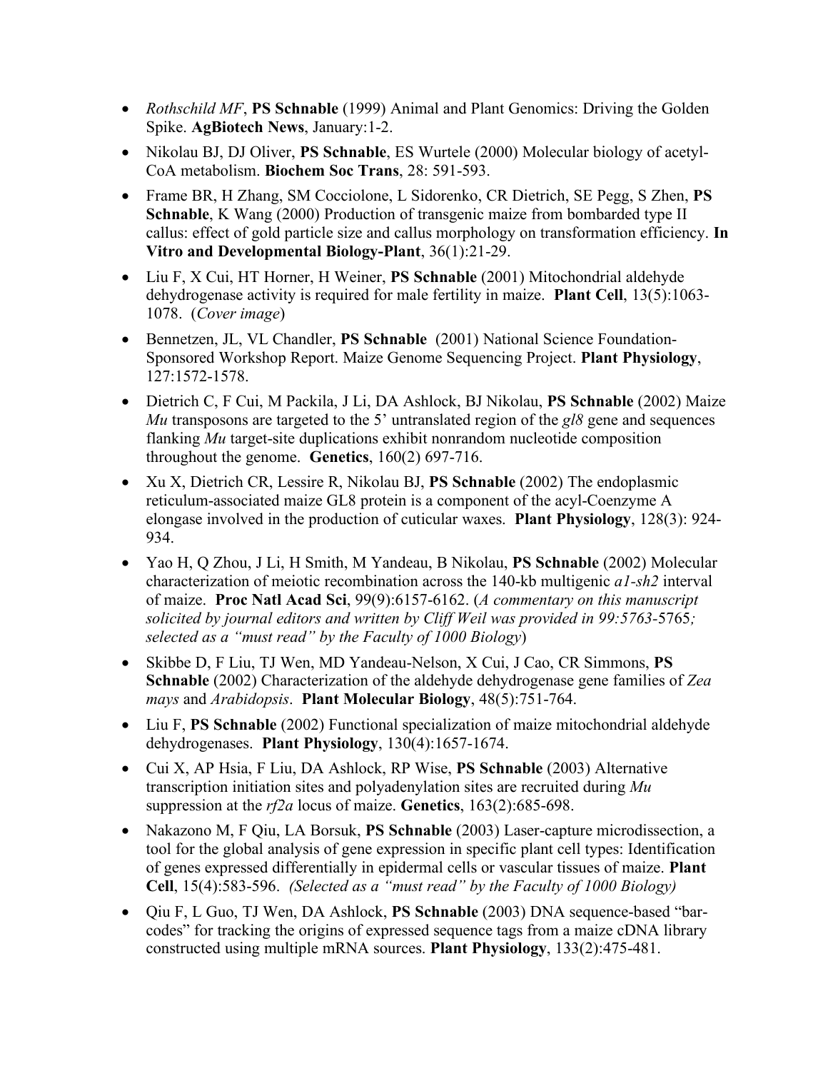- *Rothschild MF*, **PS Schnable** (1999) Animal and Plant Genomics: Driving the Golden Spike. **AgBiotech News**, January:1-2.
- Nikolau BJ, DJ Oliver, **PS Schnable**, ES Wurtele (2000) Molecular biology of acetyl-CoA metabolism. **Biochem Soc Trans**, 28: 591-593.
- Frame BR, H Zhang, SM Cocciolone, L Sidorenko, CR Dietrich, SE Pegg, S Zhen, **PS Schnable**, K Wang (2000) Production of transgenic maize from bombarded type II callus: effect of gold particle size and callus morphology on transformation efficiency. **In Vitro and Developmental Biology-Plant**, 36(1):21-29.
- Liu F, X Cui, HT Horner, H Weiner, **PS Schnable** (2001) Mitochondrial aldehyde dehydrogenase activity is required for male fertility in maize. **Plant Cell**, 13(5):1063-1078. (*Cover image*)
- Bennetzen, JL, VL Chandler, **PS Schnable** (2001) National Science Foundation-Sponsored Workshop Report. Maize Genome Sequencing Project. **Plant Physiology**, 127:1572-1578.
- Dietrich C, F Cui, M Packila, J Li, DA Ashlock, BJ Nikolau, **PS Schnable** (2002) Maize *Mu* transposons are targeted to the 5' untranslated region of the *gl8* gene and sequences flanking *Mu* target-site duplications exhibit nonrandom nucleotide composition throughout the genome. **Genetics**, 160(2) 697-716.
- Xu X, Dietrich CR, Lessire R, Nikolau BJ, **PS Schnable** (2002) The endoplasmic reticulum-associated maize GL8 protein is a component of the acyl-Coenzyme A elongase involved in the production of cuticular waxes. **Plant Physiology**, 128(3): 924-934.
- Yao H, Q Zhou, J Li, H Smith, M Yandeau, B Nikolau, **PS Schnable** (2002) Molecular characterization of meiotic recombination across the 140-kb multigenic *a1-sh2* interval of maize. **Proc Natl Acad Sci**, 99(9):6157-6162. (*A commentary on this manuscript solicited by journal editors and written by Cliff Weil was provided in 99:5763-*5765*; selected as a "must read" by the Faculty of 1000 Biology*)
- Skibbe D, F Liu, TJ Wen, MD Yandeau-Nelson, X Cui, J Cao, CR Simmons, **PS Schnable** (2002) Characterization of the aldehyde dehydrogenase gene families of *Zea mays* and *Arabidopsis*. **Plant Molecular Biology**, 48(5):751-764.
- Liu F, **PS Schnable** (2002) Functional specialization of maize mitochondrial aldehyde dehydrogenases. **Plant Physiology**, 130(4):1657-1674.
- Cui X, AP Hsia, F Liu, DA Ashlock, RP Wise, **PS Schnable** (2003) Alternative transcription initiation sites and polyadenylation sites are recruited during *Mu* suppression at the *rf2a* locus of maize. **Genetics**, 163(2):685-698.
- Nakazono M, F Qiu, LA Borsuk, **PS Schnable** (2003) Laser-capture microdissection, a tool for the global analysis of gene expression in specific plant cell types: Identification of genes expressed differentially in epidermal cells or vascular tissues of maize. **Plant Cell**, 15(4):583-596. *(Selected as a "must read" by the Faculty of 1000 Biology)*
- Qiu F, L Guo, TJ Wen, DA Ashlock, **PS Schnable** (2003) DNA sequence-based "bar-codes" for tracking the origins of expressed sequence tags from a maize cDNA library constructed using multiple mRNA sources. **Plant Physiology**, 133(2):475-481.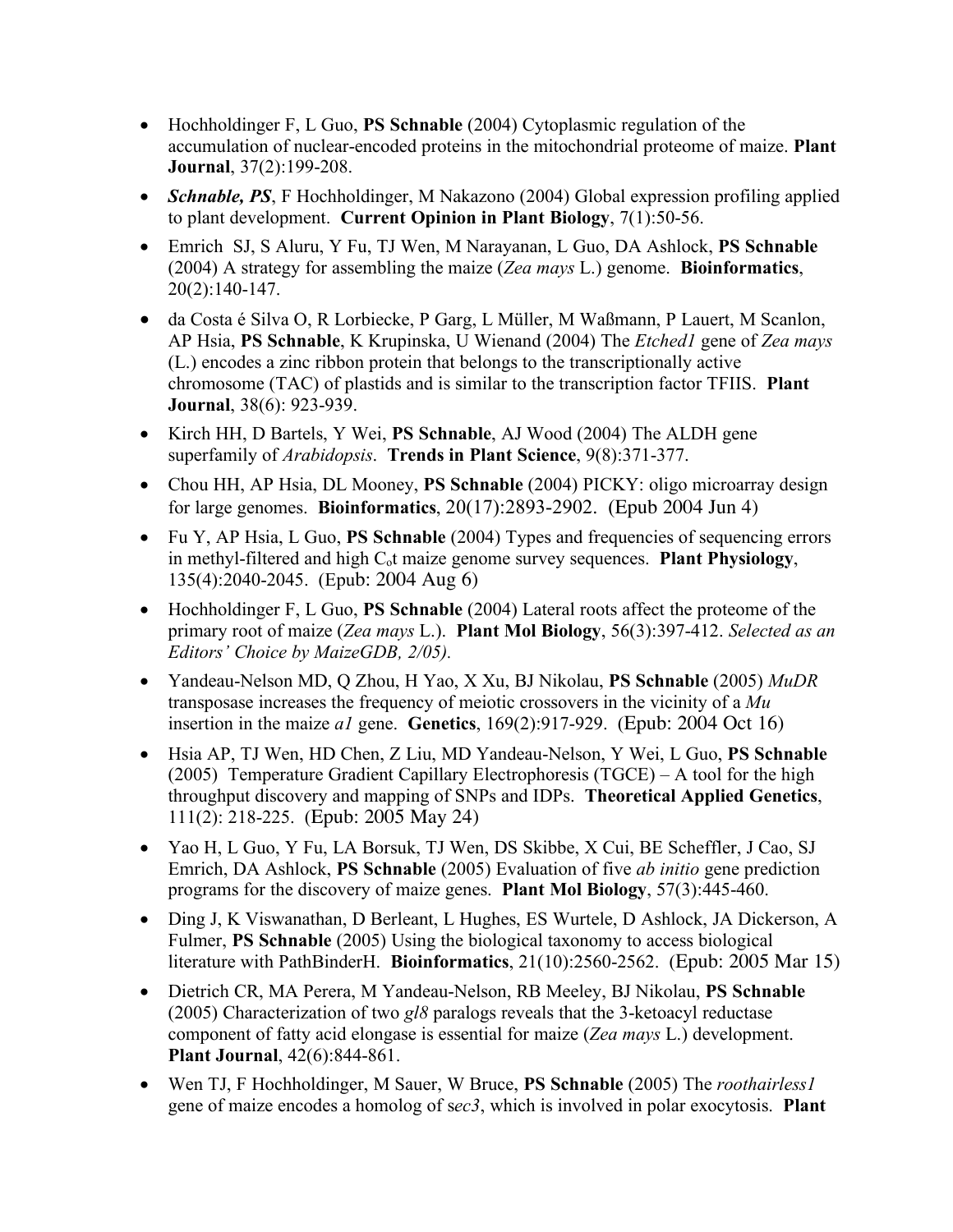- Hochholdinger F, L Guo, **PS Schnable** (2004) Cytoplasmic regulation of the accumulation of nuclear-encoded proteins in the mitochondrial proteome of maize. **Plant Journal**, 37(2):199-208.
- ***Schnable, PS***, F Hochholdinger, M Nakazono (2004) Global expression profiling applied to plant development. **Current Opinion in Plant Biology**, 7(1):50-56.
- Emrich SJ, S Aluru, Y Fu, TJ Wen, M Narayanan, L Guo, DA Ashlock, **PS Schnable** (2004) A strategy for assembling the maize (*Zea mays* L.) genome. **Bioinformatics**, 20(2):140-147.
- da Costa é Silva O, R Lorbiecke, P Garg, L Müller, M Waßmann, P Lauert, M Scanlon, AP Hsia, **PS Schnable**, K Krupinska, U Wienand (2004) The *Etched1* gene of *Zea mays* (L.) encodes a zinc ribbon protein that belongs to the transcriptionally active chromosome (TAC) of plastids and is similar to the transcription factor TFIIS. **Plant Journal**, 38(6): 923-939.
- Kirch HH, D Bartels, Y Wei, **PS Schnable**, AJ Wood (2004) The ALDH gene superfamily of *Arabidopsis*. **Trends in Plant Science**, 9(8):371-377.
- Chou HH, AP Hsia, DL Mooney, **PS Schnable** (2004) PICKY: oligo microarray design for large genomes. **Bioinformatics**, 20(17):2893-2902. (Epub 2004 Jun 4)
- Fu Y, AP Hsia, L Guo, **PS Schnable** (2004) Types and frequencies of sequencing errors in methyl-filtered and high $C_o t$ maize genome survey sequences. **Plant Physiology**, 135(4):2040-2045. (Epub: 2004 Aug 6)
- Hochholdinger F, L Guo, **PS Schnable** (2004) Lateral roots affect the proteome of the primary root of maize (*Zea mays* L.). **Plant Mol Biology**, 56(3):397-412. *Selected as an Editors' Choice by MaizeGDB, 2/05).*
- Yandeau-Nelson MD, Q Zhou, H Yao, X Xu, BJ Nikolau, **PS Schnable** (2005) *MuDR* transposase increases the frequency of meiotic crossovers in the vicinity of a *Mu* insertion in the maize *a1* gene. **Genetics**, 169(2):917-929. (Epub: 2004 Oct 16)
- Hsia AP, TJ Wen, HD Chen, Z Liu, MD Yandeau-Nelson, Y Wei, L Guo, **PS Schnable** (2005) Temperature Gradient Capillary Electrophoresis (TGCE) – A tool for the high throughput discovery and mapping of SNPs and IDPs. **Theoretical Applied Genetics**, 111(2): 218-225. (Epub: 2005 May 24)
- Yao H, L Guo, Y Fu, LA Borsuk, TJ Wen, DS Skibbe, X Cui, BE Scheffler, J Cao, SJ Emrich, DA Ashlock, **PS Schnable** (2005) Evaluation of five *ab initio* gene prediction programs for the discovery of maize genes. **Plant Mol Biology**, 57(3):445-460.
- Ding J, K Viswanathan, D Berleant, L Hughes, ES Wurtele, D Ashlock, JA Dickerson, A Fulmer, **PS Schnable** (2005) Using the biological taxonomy to access biological literature with PathBinderH. **Bioinformatics**, 21(10):2560-2562. (Epub: 2005 Mar 15)
- Dietrich CR, MA Perera, M Yandeau-Nelson, RB Meeley, BJ Nikolau, **PS Schnable** (2005) Characterization of two *gl8* paralogs reveals that the 3-ketoacyl reductase component of fatty acid elongase is essential for maize (*Zea mays* L.) development. **Plant Journal**, 42(6):844-861.
- Wen TJ, F Hochholdinger, M Sauer, W Bruce, **PS Schnable** (2005) The *roothairless1* gene of maize encodes a homolog of s*ec3*, which is involved in polar exocytosis. **Plant**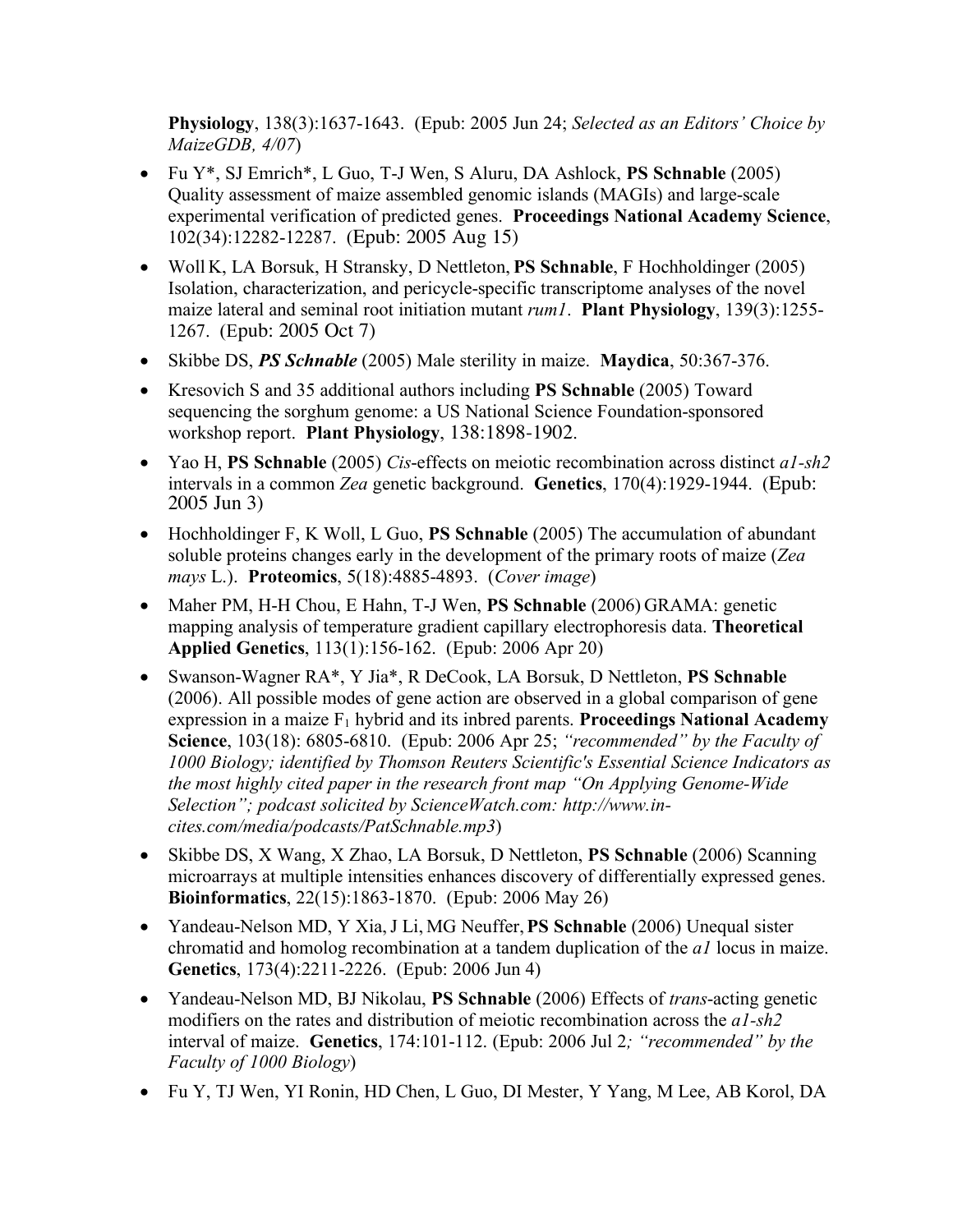**Physiology**, 138(3):1637-1643. (Epub: 2005 Jun 24; *Selected as an Editors' Choice by MaizeGDB, 4/07*)

- Fu Y*, SJ Emrich*, L Guo, T-J Wen, S Aluru, DA Ashlock, **PS Schnable** (2005) Quality assessment of maize assembled genomic islands (MAGIs) and large-scale experimental verification of predicted genes. **Proceedings National Academy Science**, 102(34):12282-12287. (Epub: 2005 Aug 15)
- Woll K, LA Borsuk, H Stransky, D Nettleton, **PS Schnable**, F Hochholdinger (2005) Isolation, characterization, and pericycle-specific transcriptome analyses of the novel maize lateral and seminal root initiation mutant *rum1*. **Plant Physiology**, 139(3):1255-1267. (Epub: 2005 Oct 7)
- Skibbe DS, ***PS Schnable*** (2005) Male sterility in maize. **Maydica**, 50:367-376.
- Kresovich S and 35 additional authors including **PS Schnable** (2005) Toward sequencing the sorghum genome: a US National Science Foundation-sponsored workshop report. **Plant Physiology**, 138:1898-1902.
- Yao H, **PS Schnable** (2005) *Cis*-effects on meiotic recombination across distinct *a1-sh2* intervals in a common *Zea* genetic background. **Genetics**, 170(4):1929-1944. (Epub: 2005 Jun 3)
- Hochholdinger F, K Woll, L Guo, **PS Schnable** (2005) The accumulation of abundant soluble proteins changes early in the development of the primary roots of maize (*Zea mays* L.). **Proteomics**, 5(18):4885-4893. (*Cover image*)
- Maher PM, H-H Chou, E Hahn, T-J Wen, **PS Schnable** (2006) GRAMA: genetic mapping analysis of temperature gradient capillary electrophoresis data. **Theoretical Applied Genetics**, 113(1):156-162. (Epub: 2006 Apr 20)
- Swanson-Wagner RA*, Y Jia*, R DeCook, LA Borsuk, D Nettleton, **PS Schnable** (2006). All possible modes of gene action are observed in a global comparison of gene expression in a maize $F_1$ hybrid and its inbred parents. **Proceedings National Academy Science**, 103(18): 6805-6810. (Epub: 2006 Apr 25; *"recommended" by the Faculty of 1000 Biology; identified by Thomson Reuters Scientific's Essential Science Indicators as the most highly cited paper in the research front map "On Applying Genome-Wide Selection"; podcast solicited by ScienceWatch.com: http://www.in-cites.com/media/podcasts/PatSchnable.mp3*)
- Skibbe DS, X Wang, X Zhao, LA Borsuk, D Nettleton, **PS Schnable** (2006) Scanning microarrays at multiple intensities enhances discovery of differentially expressed genes. **Bioinformatics**, 22(15):1863-1870. (Epub: 2006 May 26)
- Yandeau-Nelson MD, Y Xia, J Li, MG Neuffer, **PS Schnable** (2006) Unequal sister chromatid and homolog recombination at a tandem duplication of the *a1* locus in maize. **Genetics**, 173(4):2211-2226. (Epub: 2006 Jun 4)
- Yandeau-Nelson MD, BJ Nikolau, **PS Schnable** (2006) Effects of *trans*-acting genetic modifiers on the rates and distribution of meiotic recombination across the *a1-sh2* interval of maize. **Genetics**, 174:101-112. (Epub: 2006 Jul 2*; "recommended" by the Faculty of 1000 Biology*)
- Fu Y, TJ Wen, YI Ronin, HD Chen, L Guo, DI Mester, Y Yang, M Lee, AB Korol, DA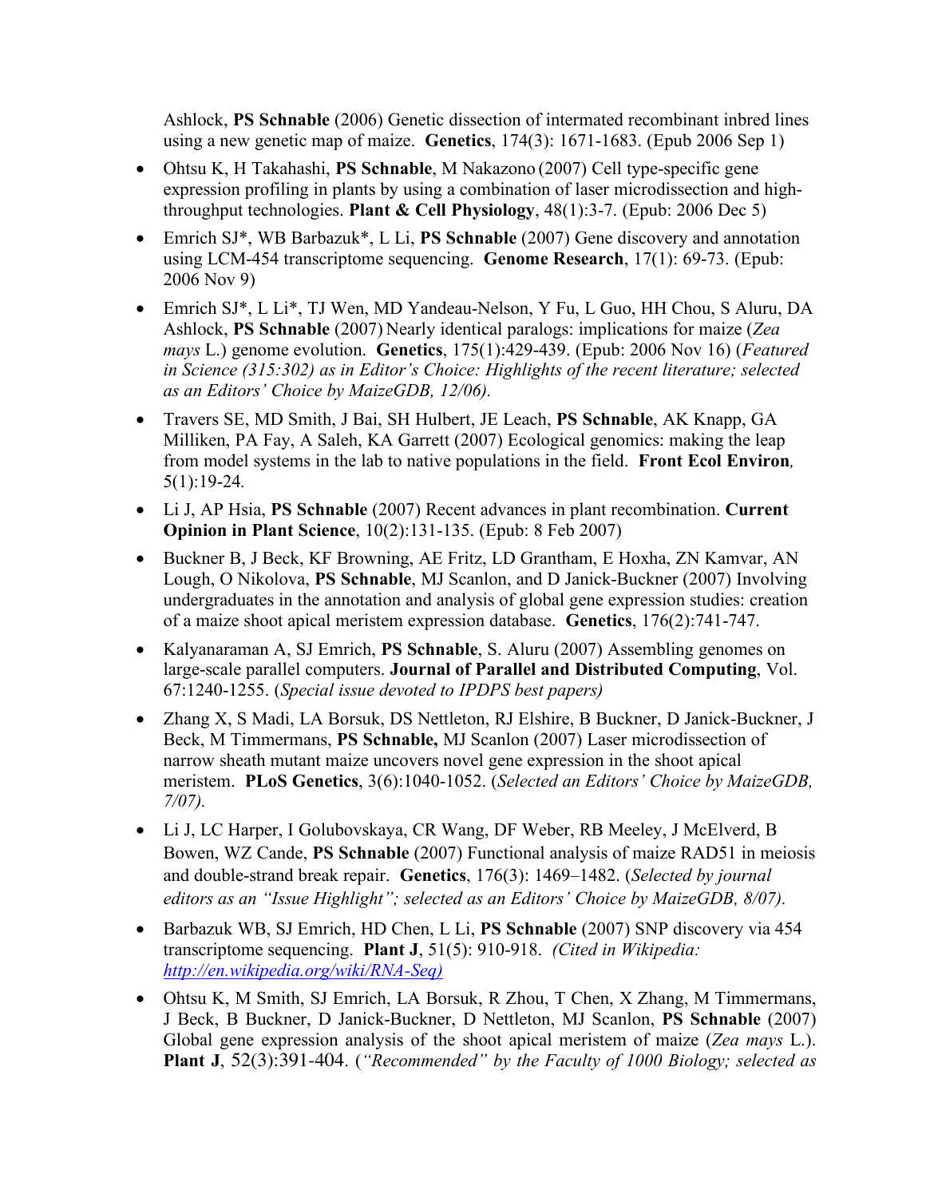Ashlock, **PS Schnable** (2006) Genetic dissection of intermated recombinant inbred lines using a new genetic map of maize. **Genetics**, 174(3): 1671-1683. (Epub 2006 Sep 1)

- Ohtsu K, H Takahashi, **PS Schnable**, M Nakazono (2007) Cell type-specific gene expression profiling in plants by using a combination of laser microdissection and high-throughput technologies. **Plant & Cell Physiology**, 48(1):3-7. (Epub: 2006 Dec 5)
- Emrich SJ*, WB Barbazuk*, L Li, **PS Schnable** (2007) Gene discovery and annotation using LCM-454 transcriptome sequencing. **Genome Research**, 17(1): 69-73. (Epub: 2006 Nov 9)
- Emrich SJ*, L Li*, TJ Wen, MD Yandeau-Nelson, Y Fu, L Guo, HH Chou, S Aluru, DA Ashlock, **PS Schnable** (2007) Nearly identical paralogs: implications for maize (*Zea mays* L.) genome evolution. **Genetics**, 175(1):429-439. (Epub: 2006 Nov 16) (*Featured in Science (315:302) as in Editor's Choice: Highlights of the recent literature; selected as an Editors' Choice by MaizeGDB, 12/06).*
- Travers SE, MD Smith, J Bai, SH Hulbert, JE Leach, **PS Schnable**, AK Knapp, GA Milliken, PA Fay, A Saleh, KA Garrett (2007) Ecological genomics: making the leap from model systems in the lab to native populations in the field. **Front Ecol Environ***,* 5(1):19-24*.*
- Li J, AP Hsia, **PS Schnable** (2007) Recent advances in plant recombination. **Current Opinion in Plant Science**, 10(2):131-135. (Epub: 8 Feb 2007)
- Buckner B, J Beck, KF Browning, AE Fritz, LD Grantham, E Hoxha, ZN Kamvar, AN Lough, O Nikolova, **PS Schnable**, MJ Scanlon, and D Janick-Buckner (2007) Involving undergraduates in the annotation and analysis of global gene expression studies: creation of a maize shoot apical meristem expression database. **Genetics**, 176(2):741-747.
- Kalyanaraman A, SJ Emrich, **PS Schnable**, S. Aluru (2007) Assembling genomes on large-scale parallel computers. **Journal of Parallel and Distributed Computing**, Vol. 67:1240-1255. (*Special issue devoted to IPDPS best papers)*
- Zhang X, S Madi, LA Borsuk, DS Nettleton, RJ Elshire, B Buckner, D Janick-Buckner, J Beck, M Timmermans, **PS Schnable,** MJ Scanlon (2007) Laser microdissection of narrow sheath mutant maize uncovers novel gene expression in the shoot apical meristem. **PLoS Genetics**, 3(6):1040-1052. (*Selected an Editors' Choice by MaizeGDB, 7/07).*
- Li J, LC Harper, I Golubovskaya, CR Wang, DF Weber, RB Meeley, J McElverd, B Bowen, WZ Cande, **PS Schnable** (2007) Functional analysis of maize RAD51 in meiosis and double-strand break repair. **Genetics**, 176(3): 1469–1482. (*Selected by journal editors as an "Issue Highlight"; selected as an Editors' Choice by MaizeGDB, 8/07).*
- Barbazuk WB, SJ Emrich, HD Chen, L Li, **PS Schnable** (2007) SNP discovery via 454 transcriptome sequencing. **Plant J**, 51(5): 910-918. *(Cited in Wikipedia: http://en.wikipedia.org/wiki/RNA-Seq)*
- Ohtsu K, M Smith, SJ Emrich, LA Borsuk, R Zhou, T Chen, X Zhang, M Timmermans, J Beck, B Buckner, D Janick-Buckner, D Nettleton, MJ Scanlon, **PS Schnable** (2007) Global gene expression analysis of the shoot apical meristem of maize (*Zea mays* L.). **Plant J**, 52(3):391-404. (*"Recommended" by the Faculty of 1000 Biology; selected as*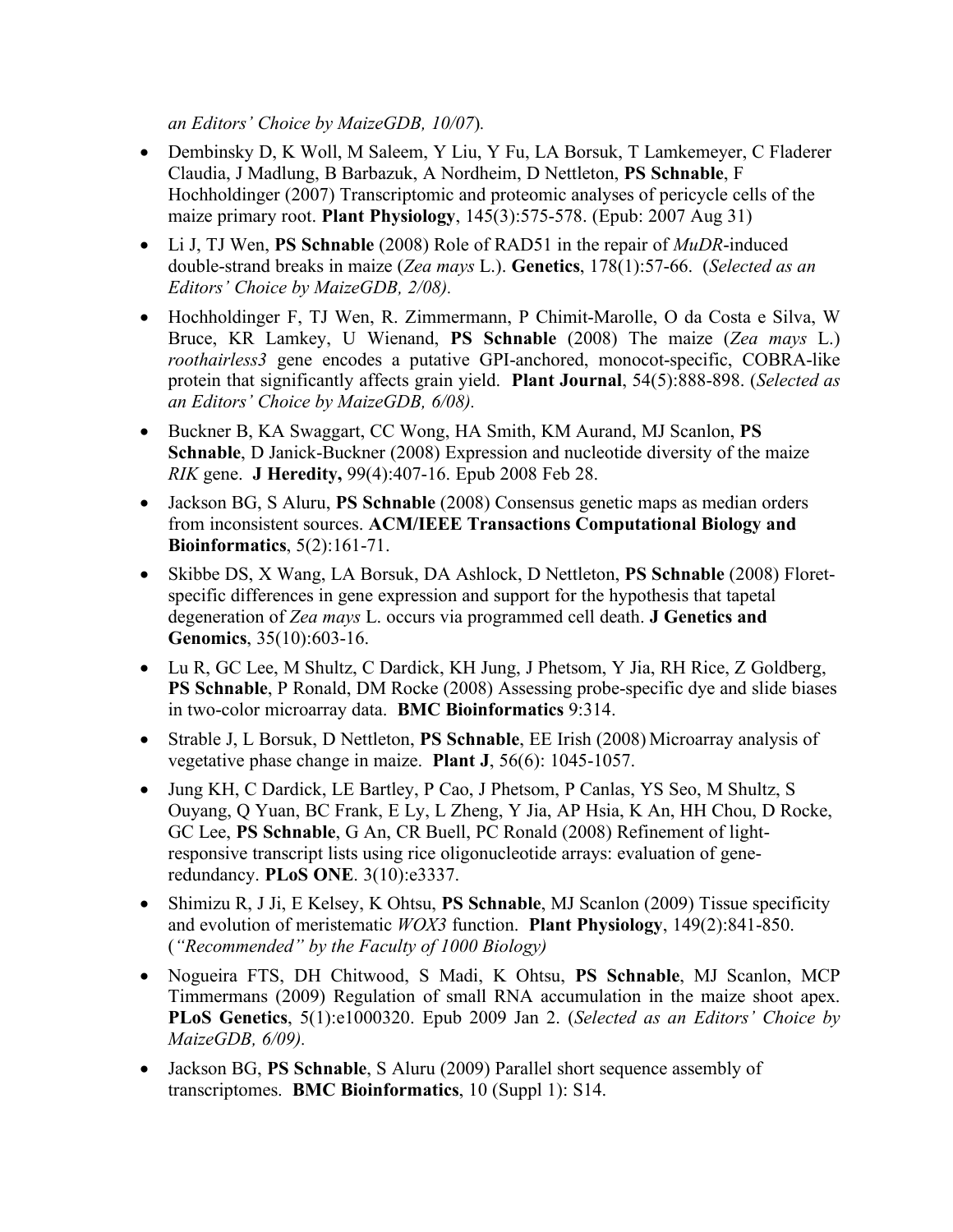*an Editors' Choice by MaizeGDB, 10/07*).

- Dembinsky D, K Woll, M Saleem, Y Liu, Y Fu, LA Borsuk, T Lamkemeyer, C Fladerer Claudia, J Madlung, B Barbazuk, A Nordheim, D Nettleton, **PS Schnable**, F Hochholdinger (2007) Transcriptomic and proteomic analyses of pericycle cells of the maize primary root. **Plant Physiology**, 145(3):575-578. (Epub: 2007 Aug 31)
- Li J, TJ Wen, **PS Schnable** (2008) Role of RAD51 in the repair of *MuDR*-induced double-strand breaks in maize (*Zea mays* L.). **Genetics**, 178(1):57-66. (*Selected as an Editors' Choice by MaizeGDB, 2/08).*
- Hochholdinger F, TJ Wen, R. Zimmermann, P Chimit-Marolle, O da Costa e Silva, W Bruce, KR Lamkey, U Wienand, **PS Schnable** (2008) The maize (*Zea mays* L.) *roothairless3* gene encodes a putative GPI-anchored, monocot-specific, COBRA-like protein that significantly affects grain yield. **Plant Journal**, 54(5):888-898. (*Selected as an Editors' Choice by MaizeGDB, 6/08).*
- Buckner B, KA Swaggart, CC Wong, HA Smith, KM Aurand, MJ Scanlon, **PS Schnable**, D Janick-Buckner (2008) Expression and nucleotide diversity of the maize *RIK* gene. **J Heredity,** 99(4):407-16. Epub 2008 Feb 28.
- Jackson BG, S Aluru, **PS Schnable** (2008) Consensus genetic maps as median orders from inconsistent sources. **ACM/IEEE Transactions Computational Biology and Bioinformatics**, 5(2):161-71.
- Skibbe DS, X Wang, LA Borsuk, DA Ashlock, D Nettleton, **PS Schnable** (2008) Floret-specific differences in gene expression and support for the hypothesis that tapetal degeneration of *Zea mays* L. occurs via programmed cell death. **J Genetics and Genomics**, 35(10):603-16.
- Lu R, GC Lee, M Shultz, C Dardick, KH Jung, J Phetsom, Y Jia, RH Rice, Z Goldberg, **PS Schnable**, P Ronald, DM Rocke (2008) Assessing probe-specific dye and slide biases in two-color microarray data. **BMC Bioinformatics** 9:314.
- Strable J, L Borsuk, D Nettleton, **PS Schnable**, EE Irish (2008) Microarray analysis of vegetative phase change in maize. **Plant J**, 56(6): 1045-1057.
- Jung KH, C Dardick, LE Bartley, P Cao, J Phetsom, P Canlas, YS Seo, M Shultz, S Ouyang, Q Yuan, BC Frank, E Ly, L Zheng, Y Jia, AP Hsia, K An, HH Chou, D Rocke, GC Lee, **PS Schnable**, G An, CR Buell, PC Ronald (2008) Refinement of light-responsive transcript lists using rice oligonucleotide arrays: evaluation of gene-redundancy. **PLoS ONE**. 3(10):e3337.
- Shimizu R, J Ji, E Kelsey, K Ohtsu, **PS Schnable**, MJ Scanlon (2009) Tissue specificity and evolution of meristematic *WOX3* function. **Plant Physiology**, 149(2):841-850. (*"Recommended" by the Faculty of 1000 Biology)*
- Nogueira FTS, DH Chitwood, S Madi, K Ohtsu, **PS Schnable**, MJ Scanlon, MCP Timmermans (2009) Regulation of small RNA accumulation in the maize shoot apex. **PLoS Genetics**, 5(1):e1000320. Epub 2009 Jan 2. (*Selected as an Editors' Choice by MaizeGDB, 6/09).*
- Jackson BG, **PS Schnable**, S Aluru (2009) Parallel short sequence assembly of transcriptomes. **BMC Bioinformatics**, 10 (Suppl 1): S14.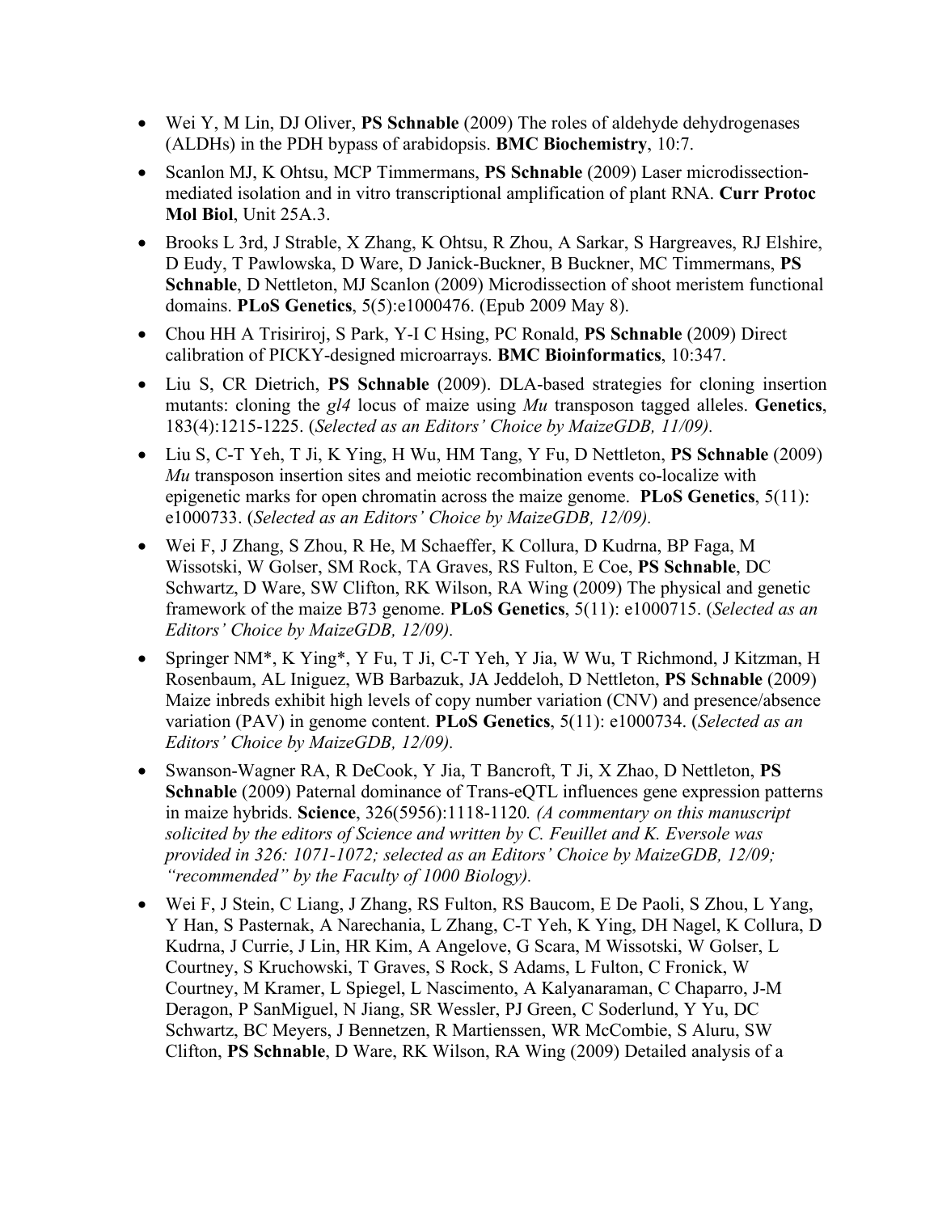- Wei Y, M Lin, DJ Oliver, **PS Schnable** (2009) The roles of aldehyde dehydrogenases (ALDHs) in the PDH bypass of arabidopsis. **BMC Biochemistry**, 10:7.
- Scanlon MJ, K Ohtsu, MCP Timmermans, **PS Schnable** (2009) Laser microdissection-mediated isolation and in vitro transcriptional amplification of plant RNA. **Curr Protoc Mol Biol**, Unit 25A.3.
- Brooks L 3rd, J Strable, X Zhang, K Ohtsu, R Zhou, A Sarkar, S Hargreaves, RJ Elshire, D Eudy, T Pawlowska, D Ware, D Janick-Buckner, B Buckner, MC Timmermans, **PS Schnable**, D Nettleton, MJ Scanlon (2009) Microdissection of shoot meristem functional domains. **PLoS Genetics**, 5(5):e1000476. (Epub 2009 May 8).
- Chou HH A Trisiriroj, S Park, Y-I C Hsing, PC Ronald, **PS Schnable** (2009) Direct calibration of PICKY-designed microarrays. **BMC Bioinformatics**, 10:347.
- Liu S, CR Dietrich, **PS Schnable** (2009). DLA-based strategies for cloning insertion mutants: cloning the *gl4* locus of maize using *Mu* transposon tagged alleles. **Genetics**, 183(4):1215-1225. (*Selected as an Editors' Choice by MaizeGDB, 11/09).*
- Liu S, C-T Yeh, T Ji, K Ying, H Wu, HM Tang, Y Fu, D Nettleton, **PS Schnable** (2009) *Mu* transposon insertion sites and meiotic recombination events co-localize with epigenetic marks for open chromatin across the maize genome. **PLoS Genetics**, 5(11): e1000733. (*Selected as an Editors' Choice by MaizeGDB, 12/09).*
- Wei F, J Zhang, S Zhou, R He, M Schaeffer, K Collura, D Kudrna, BP Faga, M Wissotski, W Golser, SM Rock, TA Graves, RS Fulton, E Coe, **PS Schnable**, DC Schwartz, D Ware, SW Clifton, RK Wilson, RA Wing (2009) The physical and genetic framework of the maize B73 genome. **PLoS Genetics**, 5(11): e1000715. (*Selected as an Editors' Choice by MaizeGDB, 12/09).*
- Springer NM*, K Ying*, Y Fu, T Ji, C-T Yeh, Y Jia, W Wu, T Richmond, J Kitzman, H Rosenbaum, AL Iniguez, WB Barbazuk, JA Jeddeloh, D Nettleton, **PS Schnable** (2009) Maize inbreds exhibit high levels of copy number variation (CNV) and presence/absence variation (PAV) in genome content. **PLoS Genetics**, 5(11): e1000734. (*Selected as an Editors' Choice by MaizeGDB, 12/09).*
- Swanson-Wagner RA, R DeCook, Y Jia, T Bancroft, T Ji, X Zhao, D Nettleton, **PS Schnable** (2009) Paternal dominance of Trans-eQTL influences gene expression patterns in maize hybrids. **Science**, 326(5956):1118-1120*. (A commentary on this manuscript solicited by the editors of Science and written by C. Feuillet and K. Eversole was provided in 326: 1071-1072; selected as an Editors' Choice by MaizeGDB, 12/09; "recommended" by the Faculty of 1000 Biology).*
- Wei F, J Stein, C Liang, J Zhang, RS Fulton, RS Baucom, E De Paoli, S Zhou, L Yang, Y Han, S Pasternak, A Narechania, L Zhang, C-T Yeh, K Ying, DH Nagel, K Collura, D Kudrna, J Currie, J Lin, HR Kim, A Angelove, G Scara, M Wissotski, W Golser, L Courtney, S Kruchowski, T Graves, S Rock, S Adams, L Fulton, C Fronick, W Courtney, M Kramer, L Spiegel, L Nascimento, A Kalyanaraman, C Chaparro, J-M Deragon, P SanMiguel, N Jiang, SR Wessler, PJ Green, C Soderlund, Y Yu, DC Schwartz, BC Meyers, J Bennetzen, R Martienssen, WR McCombie, S Aluru, SW Clifton, **PS Schnable**, D Ware, RK Wilson, RA Wing (2009) Detailed analysis of a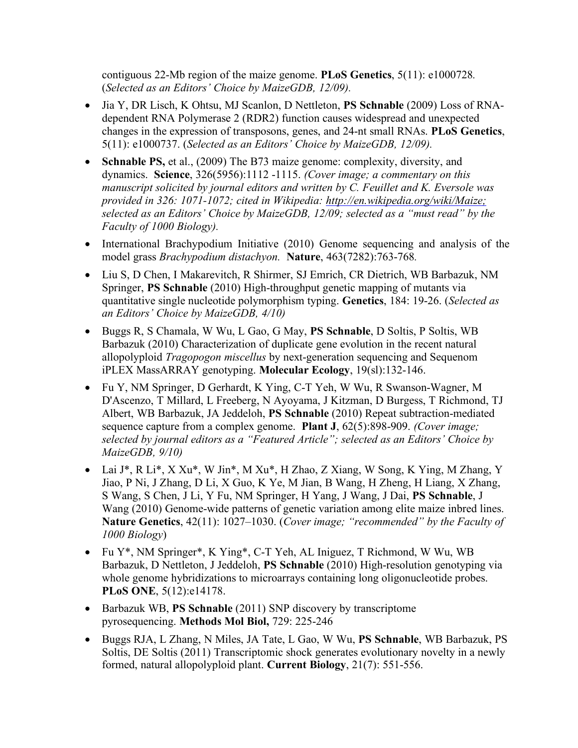contiguous 22-Mb region of the maize genome. **PLoS Genetics**, 5(11): e1000728. (*Selected as an Editors' Choice by MaizeGDB, 12/09).*

- Jia Y, DR Lisch, K Ohtsu, MJ Scanlon, D Nettleton, **PS Schnable** (2009) Loss of RNA-dependent RNA Polymerase 2 (RDR2) function causes widespread and unexpected changes in the expression of transposons, genes, and 24-nt small RNAs. **PLoS Genetics**, 5(11): e1000737. (*Selected as an Editors' Choice by MaizeGDB, 12/09).*

- **Schnable PS,** et al., (2009) The B73 maize genome: complexity, diversity, and dynamics. **Science**, 326(5956):1112 -1115. *(Cover image; a commentary on this manuscript solicited by journal editors and written by C. Feuillet and K. Eversole was provided in 326: 1071-1072; cited in Wikipedia: http://en.wikipedia.org/wiki/Maize; selected as an Editors' Choice by MaizeGDB, 12/09; selected as a "must read" by the Faculty of 1000 Biology).*

- International Brachypodium Initiative (2010) Genome sequencing and analysis of the model grass *Brachypodium distachyon.* **Nature**, 463(7282):763-768.

- Liu S, D Chen, I Makarevitch, R Shirmer, SJ Emrich, CR Dietrich, WB Barbazuk, NM Springer, **PS Schnable** (2010) High-throughput genetic mapping of mutants via quantitative single nucleotide polymorphism typing. **Genetics**, 184: 19-26. (*Selected as an Editors' Choice by MaizeGDB, 4/10)*

- Buggs R, S Chamala, W Wu, L Gao, G May, **PS Schnable**, D Soltis, P Soltis, WB Barbazuk (2010) Characterization of duplicate gene evolution in the recent natural allopolyploid *Tragopogon miscellus* by next-generation sequencing and Sequenom iPLEX MassARRAY genotyping. **Molecular Ecology**, 19(sl):132-146.

- Fu Y, NM Springer, D Gerhardt, K Ying, C-T Yeh, W Wu, R Swanson-Wagner, M D'Ascenzo, T Millard, L Freeberg, N Ayoyama, J Kitzman, D Burgess, T Richmond, TJ Albert, WB Barbazuk, JA Jeddeloh, **PS Schnable** (2010) Repeat subtraction-mediated sequence capture from a complex genome. **Plant J**, 62(5):898-909. *(Cover image; selected by journal editors as a "Featured Article"; selected as an Editors' Choice by MaizeGDB, 9/10)*

- Lai J*, R Li*, X Xu*, W Jin*, M Xu*, H Zhao, Z Xiang, W Song, K Ying, M Zhang, Y Jiao, P Ni, J Zhang, D Li, X Guo, K Ye, M Jian, B Wang, H Zheng, H Liang, X Zhang, S Wang, S Chen, J Li, Y Fu, NM Springer, H Yang, J Wang, J Dai, **PS Schnable**, J Wang (2010) Genome-wide patterns of genetic variation among elite maize inbred lines. **Nature Genetics**, 42(11): 1027–1030. (*Cover image; "recommended" by the Faculty of 1000 Biology*)

- Fu Y*, NM Springer*, K Ying*, C-T Yeh, AL Iniguez, T Richmond, W Wu, WB Barbazuk, D Nettleton, J Jeddeloh, **PS Schnable** (2010) High-resolution genotyping via whole genome hybridizations to microarrays containing long oligonucleotide probes. **PLoS ONE**, 5(12):e14178.

- Barbazuk WB, **PS Schnable** (2011) SNP discovery by transcriptome pyrosequencing. **Methods Mol Biol,** 729: 225-246

- Buggs RJA, L Zhang, N Miles, JA Tate, L Gao, W Wu, **PS Schnable**, WB Barbazuk, PS Soltis, DE Soltis (2011) Transcriptomic shock generates evolutionary novelty in a newly formed, natural allopolyploid plant. **Current Biology**, 21(7): 551-556.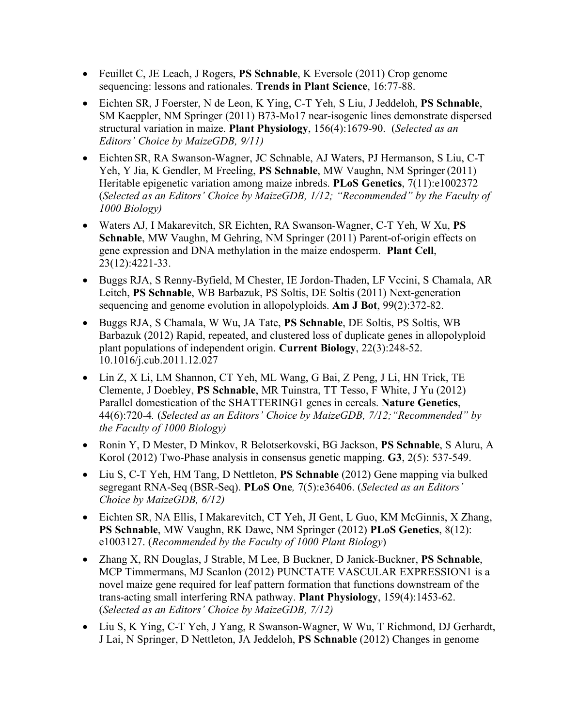- Feuillet C, JE Leach, J Rogers, **PS Schnable**, K Eversole (2011) Crop genome sequencing: lessons and rationales. **Trends in Plant Science**, 16:77-88.
- Eichten SR, J Foerster, N de Leon, K Ying, C-T Yeh, S Liu, J Jeddeloh, **PS Schnable**, SM Kaeppler, NM Springer (2011) B73-Mo17 near-isogenic lines demonstrate dispersed structural variation in maize. **Plant Physiology**, 156(4):1679-90. (*Selected as an Editors' Choice by MaizeGDB, 9/11)*
- Eichten SR, RA Swanson-Wagner, JC Schnable, AJ Waters, PJ Hermanson, S Liu, C-T Yeh, Y Jia, K Gendler, M Freeling, **PS Schnable**, MW Vaughn, NM Springer (2011) Heritable epigenetic variation among maize inbreds. **PLoS Genetics**, 7(11):e1002372 (*Selected as an Editors' Choice by MaizeGDB, 1/12; "Recommended" by the Faculty of 1000 Biology)*
- Waters AJ, I Makarevitch, SR Eichten, RA Swanson-Wagner, C-T Yeh, W Xu, **PS Schnable**, MW Vaughn, M Gehring, NM Springer (2011) Parent-of-origin effects on gene expression and DNA methylation in the maize endosperm. **Plant Cell**, 23(12):4221-33.
- Buggs RJA, S Renny-Byfield, M Chester, IE Jordon-Thaden, LF Vccini, S Chamala, AR Leitch, **PS Schnable**, WB Barbazuk, PS Soltis, DE Soltis (2011) Next-generation sequencing and genome evolution in allopolyploids. **Am J Bot**, 99(2):372-82.
- Buggs RJA, S Chamala, W Wu, JA Tate, **PS Schnable**, DE Soltis, PS Soltis, WB Barbazuk (2012) Rapid, repeated, and clustered loss of duplicate genes in allopolyploid plant populations of independent origin. **Current Biology**, 22(3):248-52. 10.1016/j.cub.2011.12.027
- Lin Z, X Li, LM Shannon, CT Yeh, ML Wang, G Bai, Z Peng, J Li, HN Trick, TE Clemente, J Doebley, **PS Schnable**, MR Tuinstra, TT Tesso, F White, J Yu (2012) Parallel domestication of the SHATTERING1 genes in cereals. **Nature Genetics**, 44(6):720-4. (*Selected as an Editors' Choice by MaizeGDB, 7/12;"Recommended" by the Faculty of 1000 Biology)*
- Ronin Y, D Mester, D Minkov, R Belotserkovski, BG Jackson, **PS Schnable**, S Aluru, A Korol (2012) Two-Phase analysis in consensus genetic mapping. **G3**, 2(5): 537-549.
- Liu S, C-T Yeh, HM Tang, D Nettleton, **PS Schnable** (2012) Gene mapping via bulked segregant RNA-Seq (BSR-Seq). **PLoS One***,* 7(5):e36406. (*Selected as an Editors' Choice by MaizeGDB, 6/12)*
- Eichten SR, NA Ellis, I Makarevitch, CT Yeh, JI Gent, L Guo, KM McGinnis, X Zhang, **PS Schnable**, MW Vaughn, RK Dawe, NM Springer (2012) **PLoS Genetics**, 8(12): e1003127. (*Recommended by the Faculty of 1000 Plant Biology*)
- Zhang X, RN Douglas, J Strable, M Lee, B Buckner, D Janick-Buckner, **PS Schnable**, MCP Timmermans, MJ Scanlon (2012) PUNCTATE VASCULAR EXPRESSION1 is a novel maize gene required for leaf pattern formation that functions downstream of the trans-acting small interfering RNA pathway. **Plant Physiology**, 159(4):1453-62. (*Selected as an Editors' Choice by MaizeGDB, 7/12)*
- Liu S, K Ying, C-T Yeh, J Yang, R Swanson-Wagner, W Wu, T Richmond, DJ Gerhardt, J Lai, N Springer, D Nettleton, JA Jeddeloh, **PS Schnable** (2012) Changes in genome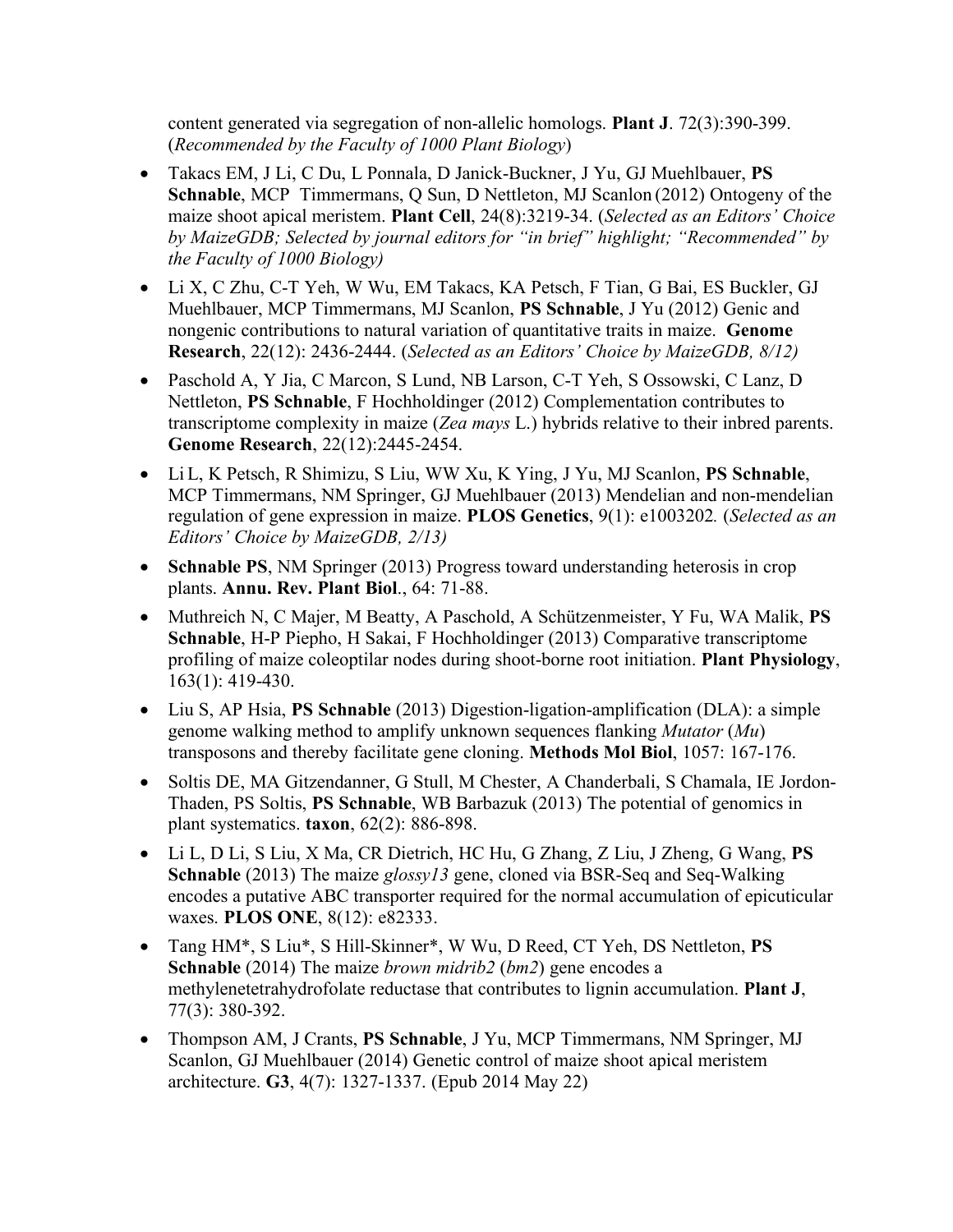content generated via segregation of non-allelic homologs. **Plant J**. 72(3):390-399. (*Recommended by the Faculty of 1000 Plant Biology*)

- Takacs EM, J Li, C Du, L Ponnala, D Janick-Buckner, J Yu, GJ Muehlbauer, **PS Schnable**, MCP Timmermans, Q Sun, D Nettleton, MJ Scanlon (2012) Ontogeny of the maize shoot apical meristem. **Plant Cell**, 24(8):3219-34. (*Selected as an Editors' Choice by MaizeGDB; Selected by journal editors for "in brief" highlight; "Recommended" by the Faculty of 1000 Biology)*
- Li X, C Zhu, C-T Yeh, W Wu, EM Takacs, KA Petsch, F Tian, G Bai, ES Buckler, GJ Muehlbauer, MCP Timmermans, MJ Scanlon, **PS Schnable**, J Yu (2012) Genic and nongenic contributions to natural variation of quantitative traits in maize. **Genome Research**, 22(12): 2436-2444. (*Selected as an Editors' Choice by MaizeGDB, 8/12)*
- Paschold A, Y Jia, C Marcon, S Lund, NB Larson, C-T Yeh, S Ossowski, C Lanz, D Nettleton, **PS Schnable**, F Hochholdinger (2012) Complementation contributes to transcriptome complexity in maize (*Zea mays* L.) hybrids relative to their inbred parents. **Genome Research**, 22(12):2445-2454.
- Li L, K Petsch, R Shimizu, S Liu, WW Xu, K Ying, J Yu, MJ Scanlon, **PS Schnable**, MCP Timmermans, NM Springer, GJ Muehlbauer (2013) Mendelian and non-mendelian regulation of gene expression in maize. **PLOS Genetics**, 9(1): e1003202. (*Selected as an Editors' Choice by MaizeGDB, 2/13)*
- **Schnable PS**, NM Springer (2013) Progress toward understanding heterosis in crop plants. **Annu. Rev. Plant Biol**., 64: 71-88.
- Muthreich N, C Majer, M Beatty, A Paschold, A Schützenmeister, Y Fu, WA Malik, **PS Schnable**, H-P Piepho, H Sakai, F Hochholdinger (2013) Comparative transcriptome profiling of maize coleoptilar nodes during shoot-borne root initiation. **Plant Physiology**, 163(1): 419-430.
- Liu S, AP Hsia, **PS Schnable** (2013) Digestion-ligation-amplification (DLA): a simple genome walking method to amplify unknown sequences flanking *Mutator* (*Mu*) transposons and thereby facilitate gene cloning. **Methods Mol Biol**, 1057: 167-176.
- Soltis DE, MA Gitzendanner, G Stull, M Chester, A Chanderbali, S Chamala, IE Jordon-Thaden, PS Soltis, **PS Schnable**, WB Barbazuk (2013) The potential of genomics in plant systematics. **taxon**, 62(2): 886-898.
- Li L, D Li, S Liu, X Ma, CR Dietrich, HC Hu, G Zhang, Z Liu, J Zheng, G Wang, **PS Schnable** (2013) The maize *glossy13* gene, cloned via BSR-Seq and Seq-Walking encodes a putative ABC transporter required for the normal accumulation of epicuticular waxes. **PLOS ONE**, 8(12): e82333.
- Tang HM*, S Liu*, S Hill-Skinner*, W Wu, D Reed, CT Yeh, DS Nettleton, **PS Schnable** (2014) The maize *brown midrib2* (*bm2*) gene encodes a methylenetetrahydrofolate reductase that contributes to lignin accumulation. **Plant J**, 77(3): 380-392.
- Thompson AM, J Crants, **PS Schnable**, J Yu, MCP Timmermans, NM Springer, MJ Scanlon, GJ Muehlbauer (2014) Genetic control of maize shoot apical meristem architecture. **G3**, 4(7): 1327-1337. (Epub 2014 May 22)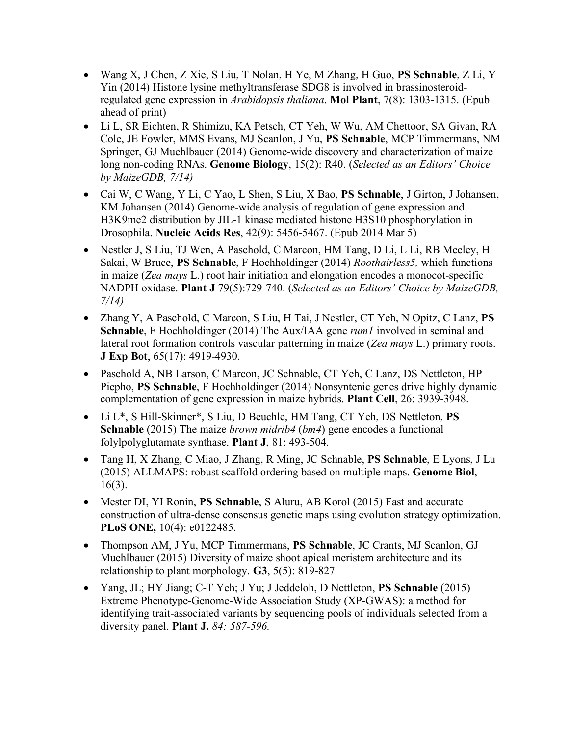- Wang X, J Chen, Z Xie, S Liu, T Nolan, H Ye, M Zhang, H Guo, **PS Schnable**, Z Li, Y Yin (2014) Histone lysine methyltransferase SDG8 is involved in brassinosteroid-regulated gene expression in *Arabidopsis thaliana*. **Mol Plant**, 7(8): 1303-1315. (Epub ahead of print)
- Li L, SR Eichten, R Shimizu, KA Petsch, CT Yeh, W Wu, AM Chettoor, SA Givan, RA Cole, JE Fowler, MMS Evans, MJ Scanlon, J Yu, **PS Schnable**, MCP Timmermans, NM Springer, GJ Muehlbauer (2014) Genome-wide discovery and characterization of maize long non-coding RNAs. **Genome Biology**, 15(2): R40. (*Selected as an Editors' Choice by MaizeGDB, 7/14)*
- Cai W, C Wang, Y Li, C Yao, L Shen, S Liu, X Bao, **PS Schnable**, J Girton, J Johansen, KM Johansen (2014) Genome-wide analysis of regulation of gene expression and H3K9me2 distribution by JIL-1 kinase mediated histone H3S10 phosphorylation in Drosophila. **Nucleic Acids Res**, 42(9): 5456-5467. (Epub 2014 Mar 5)
- Nestler J, S Liu, TJ Wen, A Paschold, C Marcon, HM Tang, D Li, L Li, RB Meeley, H Sakai, W Bruce, **PS Schnable**, F Hochholdinger (2014) *Roothairless5,* which functions in maize (*Zea mays* L.) root hair initiation and elongation encodes a monocot-specific NADPH oxidase. **Plant J** 79(5):729-740. (*Selected as an Editors' Choice by MaizeGDB, 7/14)*
- Zhang Y, A Paschold, C Marcon, S Liu, H Tai, J Nestler, CT Yeh, N Opitz, C Lanz, **PS Schnable**, F Hochholdinger (2014) The Aux/IAA gene *rum1* involved in seminal and lateral root formation controls vascular patterning in maize (*Zea mays* L.) primary roots. **J Exp Bot**, 65(17): 4919-4930.
- Paschold A, NB Larson, C Marcon, JC Schnable, CT Yeh, C Lanz, DS Nettleton, HP Piepho, **PS Schnable**, F Hochholdinger (2014) Nonsyntenic genes drive highly dynamic complementation of gene expression in maize hybrids. **Plant Cell**, 26: 3939-3948.
- Li L*, S Hill-Skinner*, S Liu, D Beuchle, HM Tang, CT Yeh, DS Nettleton, **PS Schnable** (2015) The maize *brown midrib4* (*bm4*) gene encodes a functional folylpolyglutamate synthase. **Plant J**, 81: 493-504.
- Tang H, X Zhang, C Miao, J Zhang, R Ming, JC Schnable, **PS Schnable**, E Lyons, J Lu (2015) ALLMAPS: robust scaffold ordering based on multiple maps. **Genome Biol**, 16(3).
- Mester DI, YI Ronin, **PS Schnable**, S Aluru, AB Korol (2015) Fast and accurate construction of ultra-dense consensus genetic maps using evolution strategy optimization. **PLoS ONE,** 10(4): e0122485.
- Thompson AM, J Yu, MCP Timmermans, **PS Schnable**, JC Crants, MJ Scanlon, GJ Muehlbauer (2015) Diversity of maize shoot apical meristem architecture and its relationship to plant morphology. **G3**, 5(5): 819-827
- Yang, JL; HY Jiang; C-T Yeh; J Yu; J Jeddeloh, D Nettleton, **PS Schnable** (2015) Extreme Phenotype-Genome-Wide Association Study (XP-GWAS): a method for identifying trait-associated variants by sequencing pools of individuals selected from a diversity panel. **Plant J.** *84: 587-596.*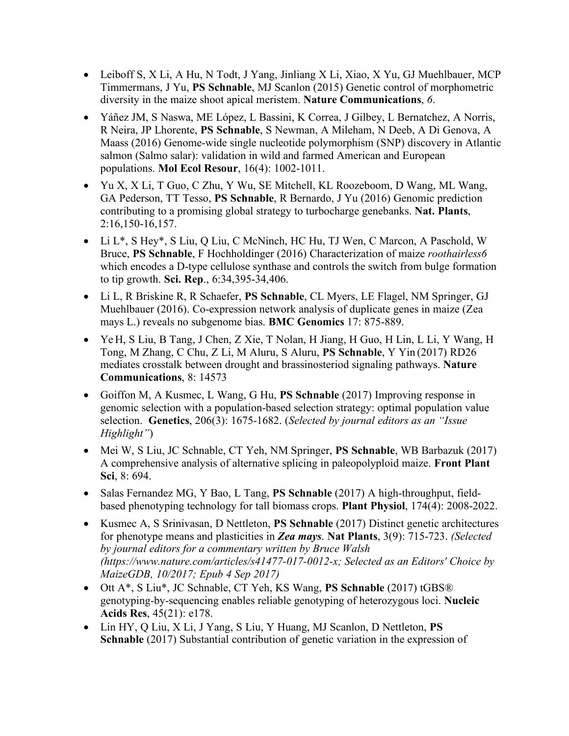- Leiboff S, X Li, A Hu, N Todt, J Yang, Jinliang X Li, Xiao, X Yu, GJ Muehlbauer, MCP Timmermans, J Yu, **PS Schnable**, MJ Scanlon (2015) Genetic control of morphometric diversity in the maize shoot apical meristem. **Nature Communications**, *6*.
- Yáñez JM, S Naswa, ME López, L Bassini, K Correa, J Gilbey, L Bernatchez, A Norris, R Neira, JP Lhorente, **PS Schnable**, S Newman, A Mileham, N Deeb, A Di Genova, A Maass (2016) Genome-wide single nucleotide polymorphism (SNP) discovery in Atlantic salmon (Salmo salar): validation in wild and farmed American and European populations. **Mol Ecol Resour**, 16(4): 1002-1011.
- Yu X, X Li, T Guo, C Zhu, Y Wu, SE Mitchell, KL Roozeboom, D Wang, ML Wang, GA Pederson, TT Tesso, **PS Schnable**, R Bernardo, J Yu (2016) Genomic prediction contributing to a promising global strategy to turbocharge genebanks. **Nat. Plants**, 2:16,150-16,157.
- Li L*, S Hey*, S Liu, Q Liu, C McNinch, HC Hu, TJ Wen, C Marcon, A Paschold, W Bruce, **PS Schnable**, F Hochholdinger (2016) Characterization of maize *roothairless6* which encodes a D-type cellulose synthase and controls the switch from bulge formation to tip growth. **Sci. Rep**., 6:34,395-34,406.
- Li L, R Briskine R, R Schaefer, **PS Schnable**, CL Myers, LE Flagel, NM Springer, GJ Muehlbauer (2016). Co-expression network analysis of duplicate genes in maize (Zea mays L.) reveals no subgenome bias. **BMC Genomics** 17: 875-889.
- Ye H, S Liu, B Tang, J Chen, Z Xie, T Nolan, H Jiang, H Guo, H Lin, L Li, Y Wang, H Tong, M Zhang, C Chu, Z Li, M Aluru, S Aluru, **PS Schnable**, Y Yin (2017) RD26 mediates crosstalk between drought and brassinosteriod signaling pathways. **Nature Communications**, 8: 14573
- Goiffon M, A Kusmec, L Wang, G Hu, **PS Schnable** (2017) Improving response in genomic selection with a population-based selection strategy: optimal population value selection. **Genetics**, 206(3): 1675-1682. (*Selected by journal editors as an "Issue Highlight"*)
- Mei W, S Liu, JC Schnable, CT Yeh, NM Springer, **PS Schnable**, WB Barbazuk (2017) A comprehensive analysis of alternative splicing in paleopolyploid maize. **Front Plant Sci**, 8: 694.
- Salas Fernandez MG, Y Bao, L Tang, **PS Schnable** (2017) A high-throughput, field-based phenotyping technology for tall biomass crops. **Plant Physiol**, 174(4): 2008-2022.
- Kusmec A, S Srinivasan, D Nettleton, **PS Schnable** (2017) Distinct genetic architectures for phenotype means and plasticities in ***Zea mays***. **Nat Plants**, 3(9): 715-723. *(Selected by journal editors for a commentary written by Bruce Walsh (https://www.nature.com/articles/s41477-017-0012-x; Selected as an Editors' Choice by MaizeGDB, 10/2017; Epub 4 Sep 2017)*
- Ott A*, S Liu*, JC Schnable, CT Yeh, KS Wang, **PS Schnable** (2017) tGBS® genotyping-by-sequencing enables reliable genotyping of heterozygous loci. **Nucleic Acids Res**, 45(21): e178.
- Lin HY, Q Liu, X Li, J Yang, S Liu, Y Huang, MJ Scanlon, D Nettleton, **PS Schnable** (2017) Substantial contribution of genetic variation in the expression of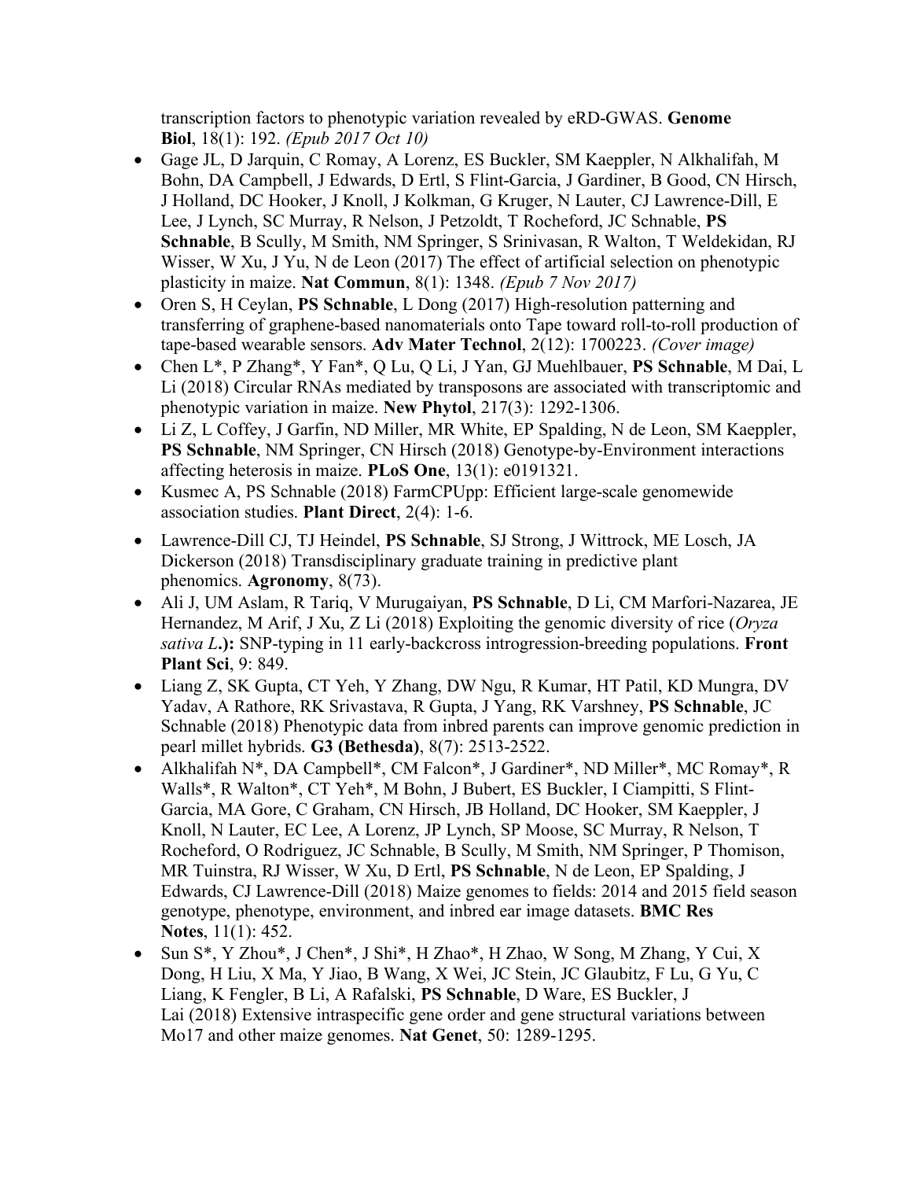transcription factors to phenotypic variation revealed by eRD-GWAS. **Genome Biol**, 18(1): 192. *(Epub 2017 Oct 10)*

- Gage JL, D Jarquin, C Romay, A Lorenz, ES Buckler, SM Kaeppler, N Alkhalifah, M Bohn, DA Campbell, J Edwards, D Ertl, S Flint-Garcia, J Gardiner, B Good, CN Hirsch, J Holland, DC Hooker, J Knoll, J Kolkman, G Kruger, N Lauter, CJ Lawrence-Dill, E Lee, J Lynch, SC Murray, R Nelson, J Petzoldt, T Rocheford, JC Schnable, **PS Schnable**, B Scully, M Smith, NM Springer, S Srinivasan, R Walton, T Weldekidan, RJ Wisser, W Xu, J Yu, N de Leon (2017) The effect of artificial selection on phenotypic plasticity in maize. **Nat Commun**, 8(1): 1348. *(Epub 7 Nov 2017)*
- Oren S, H Ceylan, **PS Schnable**, L Dong (2017) High-resolution patterning and transferring of graphene-based nanomaterials onto Tape toward roll-to-roll production of tape-based wearable sensors. **Adv Mater Technol**, 2(12): 1700223. *(Cover image)*
- Chen L*, P Zhang*, Y Fan*, Q Lu, Q Li, J Yan, GJ Muehlbauer, **PS Schnable**, M Dai, L Li (2018) Circular RNAs mediated by transposons are associated with transcriptomic and phenotypic variation in maize. **New Phytol**, 217(3): 1292-1306.
- Li Z, L Coffey, J Garfin, ND Miller, MR White, EP Spalding, N de Leon, SM Kaeppler, **PS Schnable**, NM Springer, CN Hirsch (2018) Genotype-by-Environment interactions affecting heterosis in maize. **PLoS One**, 13(1): e0191321.
- Kusmec A, PS Schnable (2018) FarmCPUpp: Efficient large-scale genomewide association studies. **Plant Direct**, 2(4): 1-6.
- Lawrence-Dill CJ, TJ Heindel, **PS Schnable**, SJ Strong, J Wittrock, ME Losch, JA Dickerson (2018) Transdisciplinary graduate training in predictive plant phenomics. **Agronomy**, 8(73).
- Ali J, UM Aslam, R Tariq, V Murugaiyan, **PS Schnable**, D Li, CM Marfori-Nazarea, JE Hernandez, M Arif, J Xu, Z Li (2018) Exploiting the genomic diversity of rice (*Oryza sativa L*.**):** SNP-typing in 11 early-backcross introgression-breeding populations. **Front Plant Sci**, 9: 849.
- Liang Z, SK Gupta, CT Yeh, Y Zhang, DW Ngu, R Kumar, HT Patil, KD Mungra, DV Yadav, A Rathore, RK Srivastava, R Gupta, J Yang, RK Varshney, **PS Schnable**, JC Schnable (2018) Phenotypic data from inbred parents can improve genomic prediction in pearl millet hybrids. **G3 (Bethesda)**, 8(7): 2513-2522.
- Alkhalifah N*, DA Campbell*, CM Falcon*, J Gardiner*, ND Miller*, MC Romay*, R Walls*, R Walton*, CT Yeh*, M Bohn, J Bubert, ES Buckler, I Ciampitti, S Flint-Garcia, MA Gore, C Graham, CN Hirsch, JB Holland, DC Hooker, SM Kaeppler, J Knoll, N Lauter, EC Lee, A Lorenz, JP Lynch, SP Moose, SC Murray, R Nelson, T Rocheford, O Rodriguez, JC Schnable, B Scully, M Smith, NM Springer, P Thomison, MR Tuinstra, RJ Wisser, W Xu, D Ertl, **PS Schnable**, N de Leon, EP Spalding, J Edwards, CJ Lawrence-Dill (2018) Maize genomes to fields: 2014 and 2015 field season genotype, phenotype, environment, and inbred ear image datasets. **BMC Res Notes**, 11(1): 452.
- Sun S*, Y Zhou*, J Chen*, J Shi*, H Zhao*, H Zhao, W Song, M Zhang, Y Cui, X Dong, H Liu, X Ma, Y Jiao, B Wang, X Wei, JC Stein, JC Glaubitz, F Lu, G Yu, C Liang, K Fengler, B Li, A Rafalski, **PS Schnable**, D Ware, ES Buckler, J Lai (2018) Extensive intraspecific gene order and gene structural variations between Mo17 and other maize genomes. **Nat Genet**, 50: 1289-1295.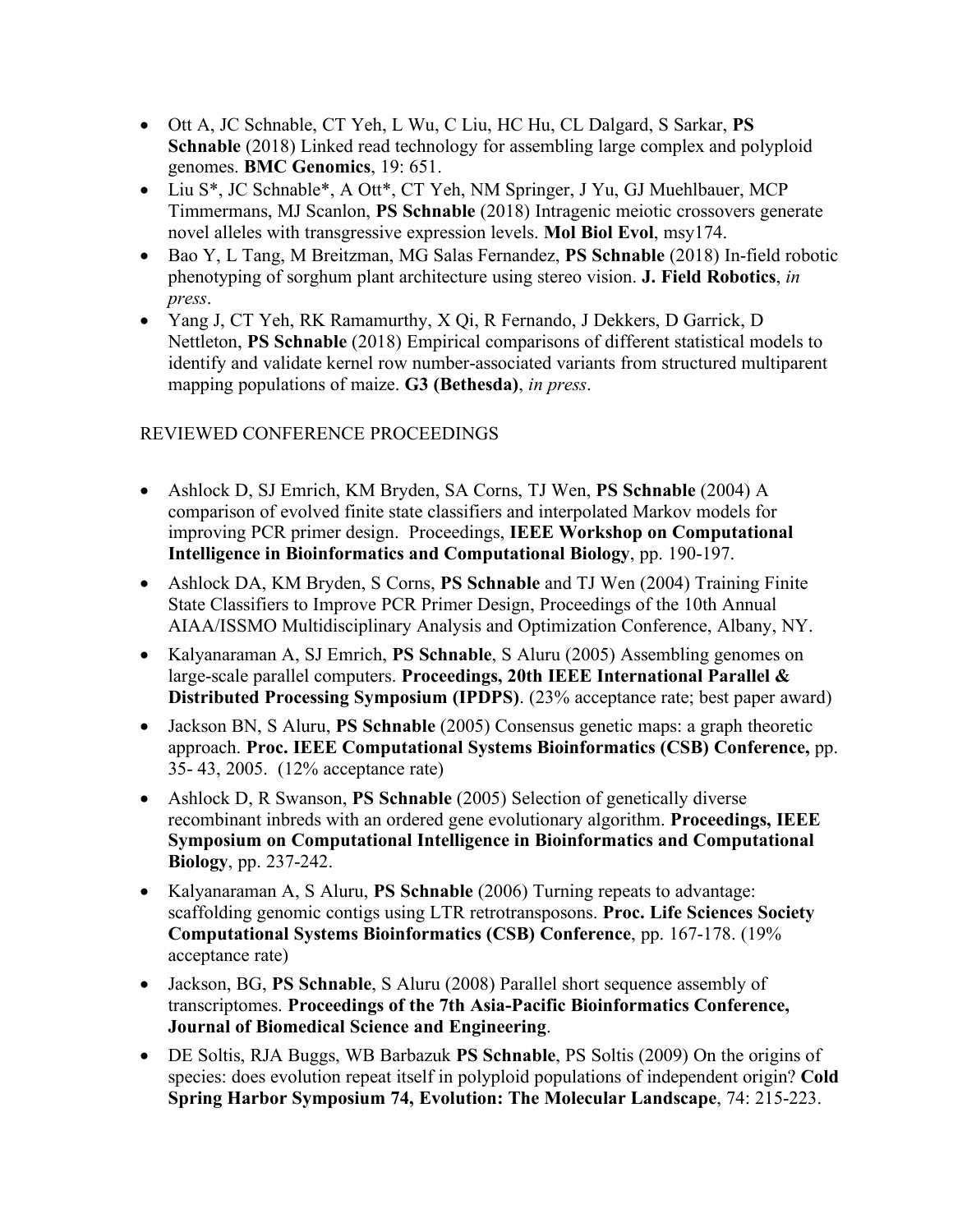- Ott A, JC Schnable, CT Yeh, L Wu, C Liu, HC Hu, CL Dalgard, S Sarkar, **PS Schnable** (2018) Linked read technology for assembling large complex and polyploid genomes. **BMC Genomics**, 19: 651.
- Liu S*, JC Schnable*, A Ott*, CT Yeh, NM Springer, J Yu, GJ Muehlbauer, MCP Timmermans, MJ Scanlon, **PS Schnable** (2018) Intragenic meiotic crossovers generate novel alleles with transgressive expression levels. **Mol Biol Evol**, msy174.
- Bao Y, L Tang, M Breitzman, MG Salas Fernandez, **PS Schnable** (2018) In-field robotic phenotyping of sorghum plant architecture using stereo vision. **J. Field Robotics**, *in press*.
- Yang J, CT Yeh, RK Ramamurthy, X Qi, R Fernando, J Dekkers, D Garrick, D Nettleton, **PS Schnable** (2018) Empirical comparisons of different statistical models to identify and validate kernel row number-associated variants from structured multiparent mapping populations of maize. **G3 (Bethesda)**, *in press*.

REVIEWED CONFERENCE PROCEEDINGS

- Ashlock D, SJ Emrich, KM Bryden, SA Corns, TJ Wen, **PS Schnable** (2004) A comparison of evolved finite state classifiers and interpolated Markov models for improving PCR primer design. Proceedings, **IEEE Workshop on Computational Intelligence in Bioinformatics and Computational Biology**, pp. 190-197.
- Ashlock DA, KM Bryden, S Corns, **PS Schnable** and TJ Wen (2004) Training Finite State Classifiers to Improve PCR Primer Design, Proceedings of the 10th Annual AIAA/ISSMO Multidisciplinary Analysis and Optimization Conference, Albany, NY.
- Kalyanaraman A, SJ Emrich, **PS Schnable**, S Aluru (2005) Assembling genomes on large-scale parallel computers. **Proceedings, 20th IEEE International Parallel & Distributed Processing Symposium (IPDPS)**. (23% acceptance rate; best paper award)
- Jackson BN, S Aluru, **PS Schnable** (2005) Consensus genetic maps: a graph theoretic approach. **Proc. IEEE Computational Systems Bioinformatics (CSB) Conference,** pp. 35- 43, 2005. (12% acceptance rate)
- Ashlock D, R Swanson, **PS Schnable** (2005) Selection of genetically diverse recombinant inbreds with an ordered gene evolutionary algorithm. **Proceedings, IEEE Symposium on Computational Intelligence in Bioinformatics and Computational Biology**, pp. 237-242.
- Kalyanaraman A, S Aluru, **PS Schnable** (2006) Turning repeats to advantage: scaffolding genomic contigs using LTR retrotransposons. **Proc. Life Sciences Society Computational Systems Bioinformatics (CSB) Conference**, pp. 167-178. (19% acceptance rate)
- Jackson, BG, **PS Schnable**, S Aluru (2008) Parallel short sequence assembly of transcriptomes. **Proceedings of the 7th Asia-Pacific Bioinformatics Conference, Journal of Biomedical Science and Engineering**.
- DE Soltis, RJA Buggs, WB Barbazuk **PS Schnable**, PS Soltis (2009) On the origins of species: does evolution repeat itself in polyploid populations of independent origin? **Cold Spring Harbor Symposium 74, Evolution: The Molecular Landscape**, 74: 215-223.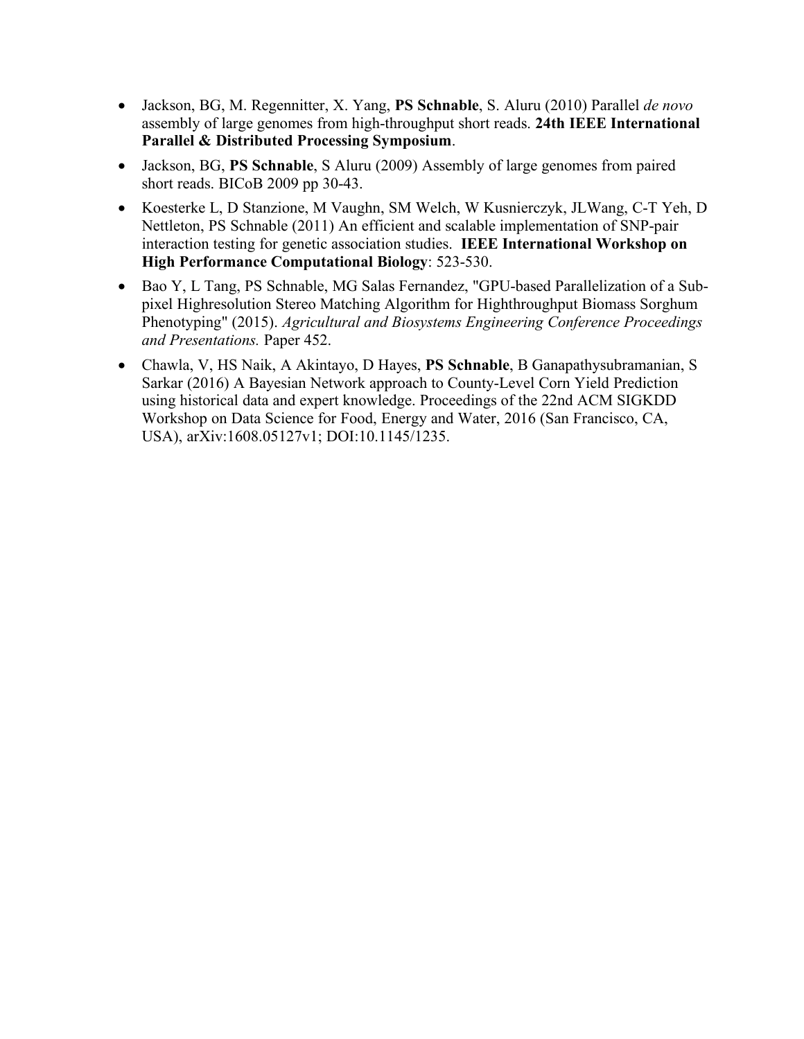- Jackson, BG, M. Regennitter, X. Yang, **PS Schnable**, S. Aluru (2010) Parallel *de novo* assembly of large genomes from high-throughput short reads. **24th IEEE International Parallel & Distributed Processing Symposium**.
- Jackson, BG, **PS Schnable**, S Aluru (2009) Assembly of large genomes from paired short reads. BICoB 2009 pp 30-43.
- Koesterke L, D Stanzione, M Vaughn, SM Welch, W Kusnierczyk, JLWang, C-T Yeh, D Nettleton, PS Schnable (2011) An efficient and scalable implementation of SNP-pair interaction testing for genetic association studies. **IEEE International Workshop on High Performance Computational Biology**: 523-530.
- Bao Y, L Tang, PS Schnable, MG Salas Fernandez, "GPU-based Parallelization of a Sub-pixel Highresolution Stereo Matching Algorithm for Highthroughput Biomass Sorghum Phenotyping" (2015). *Agricultural and Biosystems Engineering Conference Proceedings and Presentations.* Paper 452.
- Chawla, V, HS Naik, A Akintayo, D Hayes, **PS Schnable**, B Ganapathysubramanian, S Sarkar (2016) A Bayesian Network approach to County-Level Corn Yield Prediction using historical data and expert knowledge. Proceedings of the 22nd ACM SIGKDD Workshop on Data Science for Food, Energy and Water, 2016 (San Francisco, CA, USA), arXiv:1608.05127v1; DOI:10.1145/1235.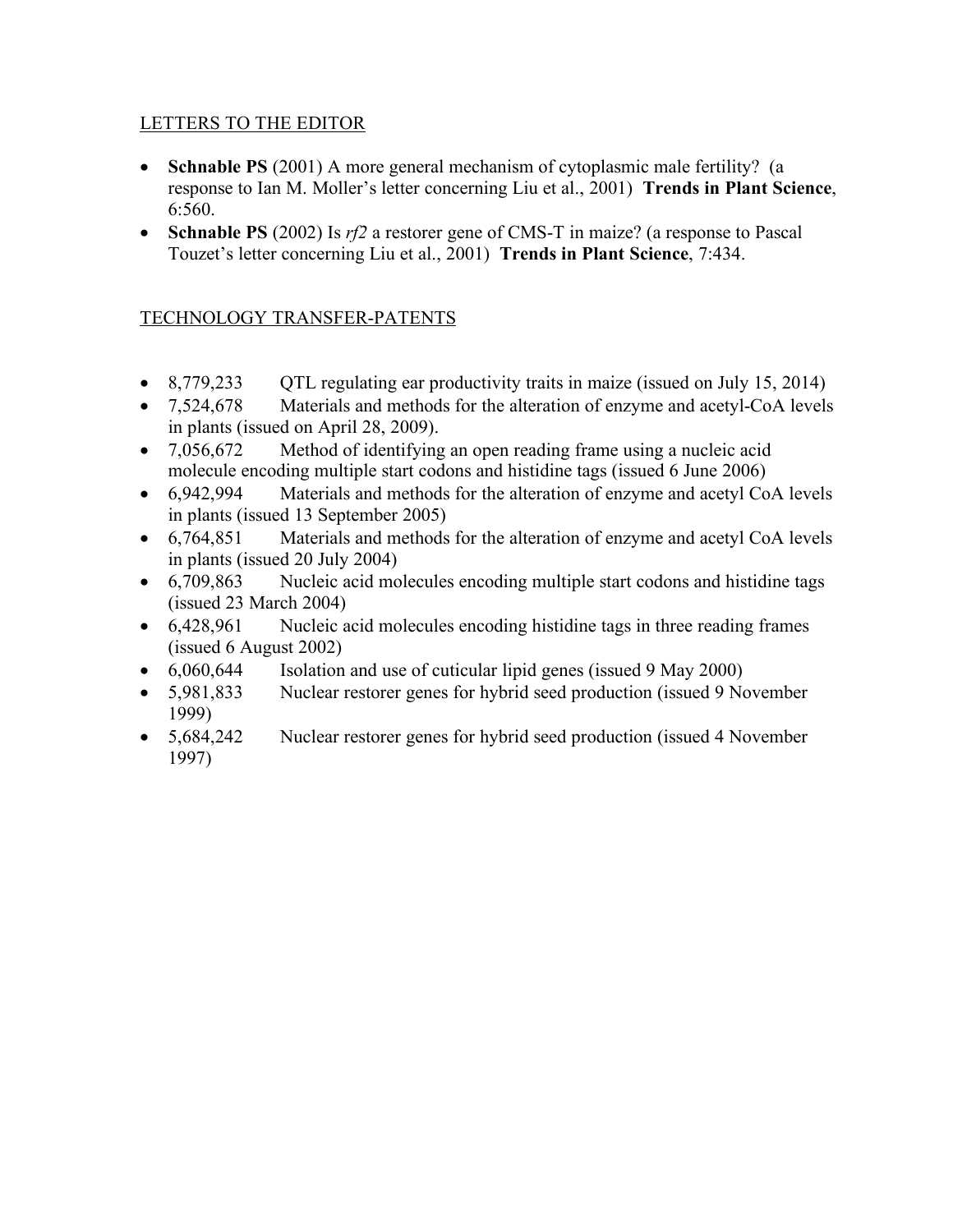LETTERS TO THE EDITOR

- **Schnable PS** (2001) A more general mechanism of cytoplasmic male fertility? (a response to Ian M. Moller's letter concerning Liu et al., 2001) **Trends in Plant Science**, 6:560.
- **Schnable PS** (2002) Is *rf2* a restorer gene of CMS-T in maize? (a response to Pascal Touzet's letter concerning Liu et al., 2001) **Trends in Plant Science**, 7:434.

TECHNOLOGY TRANSFER-PATENTS

- 8,779,233 QTL regulating ear productivity traits in maize (issued on July 15, 2014)
- 7,524,678 Materials and methods for the alteration of enzyme and acetyl-CoA levels in plants (issued on April 28, 2009).
- 7,056,672 Method of identifying an open reading frame using a nucleic acid molecule encoding multiple start codons and histidine tags (issued 6 June 2006)
- 6,942,994 Materials and methods for the alteration of enzyme and acetyl CoA levels in plants (issued 13 September 2005)
- 6,764,851 Materials and methods for the alteration of enzyme and acetyl CoA levels in plants (issued 20 July 2004)
- 6,709,863 Nucleic acid molecules encoding multiple start codons and histidine tags (issued 23 March 2004)
- 6,428,961 Nucleic acid molecules encoding histidine tags in three reading frames (issued 6 August 2002)
- 6,060,644 Isolation and use of cuticular lipid genes (issued 9 May 2000)
- 5,981,833 Nuclear restorer genes for hybrid seed production (issued 9 November 1999)
- 5,684,242 Nuclear restorer genes for hybrid seed production (issued 4 November 1997)